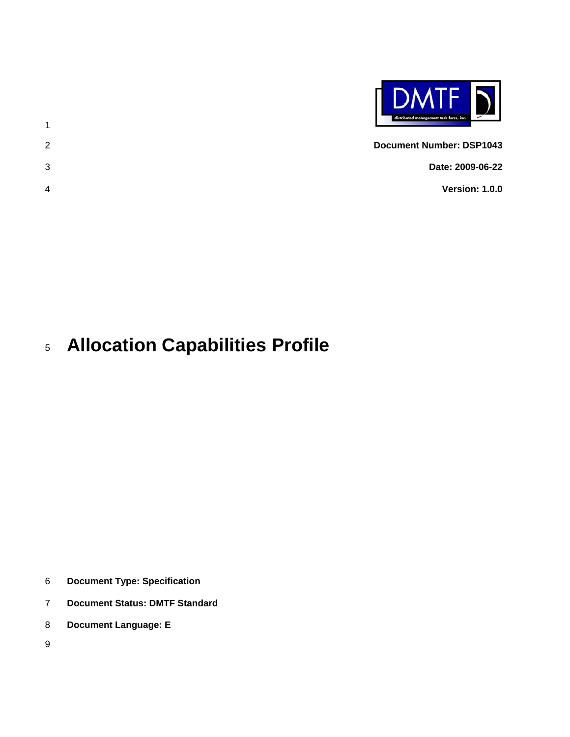**Document Number: DSP1043**

**Date: 2009-06-22**

**Version: 1.0.0**

# Allocation Capabilities Profile

**Document Type: Specification**

**Document Status: DMTF Standard**

**Document Language: E**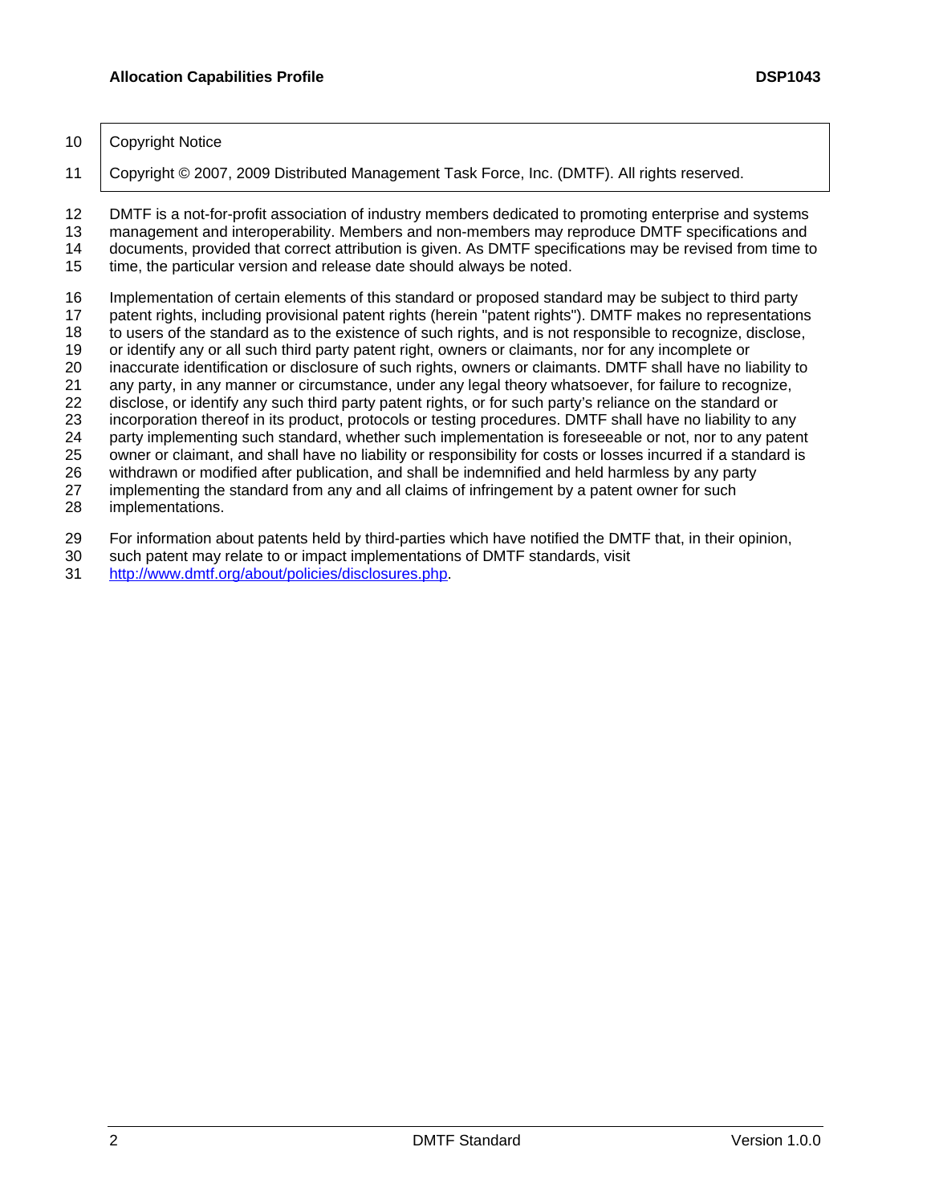Copyright Notice

Copyright © 2007, 2009 Distributed Management Task Force, Inc. (DMTF). All rights reserved.

DMTF is a not-for-profit association of industry members dedicated to promoting enterprise and systems management and interoperability. Members and non-members may reproduce DMTF specifications and documents, provided that correct attribution is given. As DMTF specifications may be revised from time to time, the particular version and release date should always be noted.

Implementation of certain elements of this standard or proposed standard may be subject to third party patent rights, including provisional patent rights (herein "patent rights"). DMTF makes no representations to users of the standard as to the existence of such rights, and is not responsible to recognize, disclose, or identify any or all such third party patent right, owners or claimants, nor for any incomplete or inaccurate identification or disclosure of such rights, owners or claimants. DMTF shall have no liability to any party, in any manner or circumstance, under any legal theory whatsoever, for failure to recognize, disclose, or identify any such third party patent rights, or for such party's reliance on the standard or incorporation thereof in its product, protocols or testing procedures. DMTF shall have no liability to any party implementing such standard, whether such implementation is foreseeable or not, nor to any patent owner or claimant, and shall have no liability or responsibility for costs or losses incurred if a standard is withdrawn or modified after publication, and shall be indemnified and held harmless by any party implementing the standard from any and all claims of infringement by a patent owner for such implementations.

For information about patents held by third-parties which have notified the DMTF that, in their opinion, such patent may relate to or impact implementations of DMTF standards, visit http://www.dmtf.org/about/policies/disclosures.php.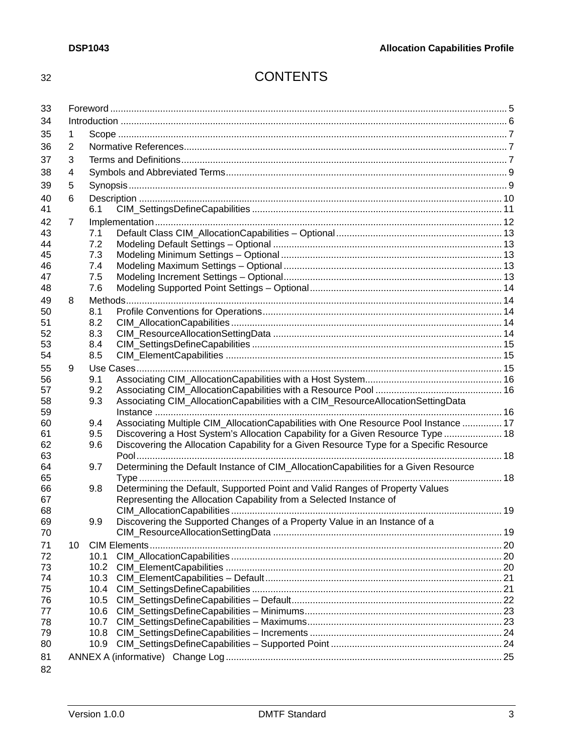# CONTENTS

- Foreword ..... 5
- Introduction ..... 6
- 1 Scope ..... 7
- 2 Normative References ..... 7
- 3 Terms and Definitions ..... 7
- 4 Symbols and Abbreviated Terms ..... 9
- 5 Synopsis ..... 9
- 6 Description ..... 10
  - 6.1 CIM_SettingsDefineCapabilities ..... 11
- 7 Implementation ..... 12
  - 7.1 Default Class CIM_AllocationCapabilities – Optional ..... 13
  - 7.2 Modeling Default Settings – Optional ..... 13
  - 7.3 Modeling Minimum Settings – Optional ..... 13
  - 7.4 Modeling Maximum Settings – Optional ..... 13
  - 7.5 Modeling Increment Settings – Optional ..... 13
  - 7.6 Modeling Supported Point Settings – Optional ..... 14
- 8 Methods ..... 14
  - 8.1 Profile Conventions for Operations ..... 14
  - 8.2 CIM_AllocationCapabilities ..... 14
  - 8.3 CIM_ResourceAllocationSettingData ..... 14
  - 8.4 CIM_SettingsDefineCapabilities ..... 15
  - 8.5 CIM_ElementCapabilities ..... 15
- 9 Use Cases ..... 15
  - 9.1 Associating CIM_AllocationCapabilities with a Host System ..... 16
  - 9.2 Associating CIM_AllocationCapabilities with a Resource Pool ..... 16
  - 9.3 Associating CIM_AllocationCapabilities with a CIM_ResourceAllocationSettingData Instance ..... 16
  - 9.4 Associating Multiple CIM_AllocationCapabilities with One Resource Pool Instance ..... 17
  - 9.5 Discovering a Host System's Allocation Capability for a Given Resource Type ..... 18
  - 9.6 Discovering the Allocation Capability for a Given Resource Type for a Specific Resource Pool ..... 18
  - 9.7 Determining the Default Instance of CIM_AllocationCapabilities for a Given Resource Type ..... 18
  - 9.8 Determining the Default, Supported Point and Valid Ranges of Property Values Representing the Allocation Capability from a Selected Instance of CIM_AllocationCapabilities ..... 19
  - 9.9 Discovering the Supported Changes of a Property Value in an Instance of a CIM_ResourceAllocationSettingData ..... 19
- 10 CIM Elements ..... 20
  - 10.1 CIM_AllocationCapabilities ..... 20
  - 10.2 CIM_ElementCapabilities ..... 20
  - 10.3 CIM_ElementCapabilities – Default ..... 21
  - 10.4 CIM_SettingsDefineCapabilities ..... 21
  - 10.5 CIM_SettingsDefineCapabilities – Default ..... 22
  - 10.6 CIM_SettingsDefineCapabilities – Minimums ..... 23
  - 10.7 CIM_SettingsDefineCapabilities – Maximums ..... 23
  - 10.8 CIM_SettingsDefineCapabilities – Increments ..... 24
  - 10.9 CIM_SettingsDefineCapabilities – Supported Point ..... 24
- ANNEX A (informative) Change Log ..... 25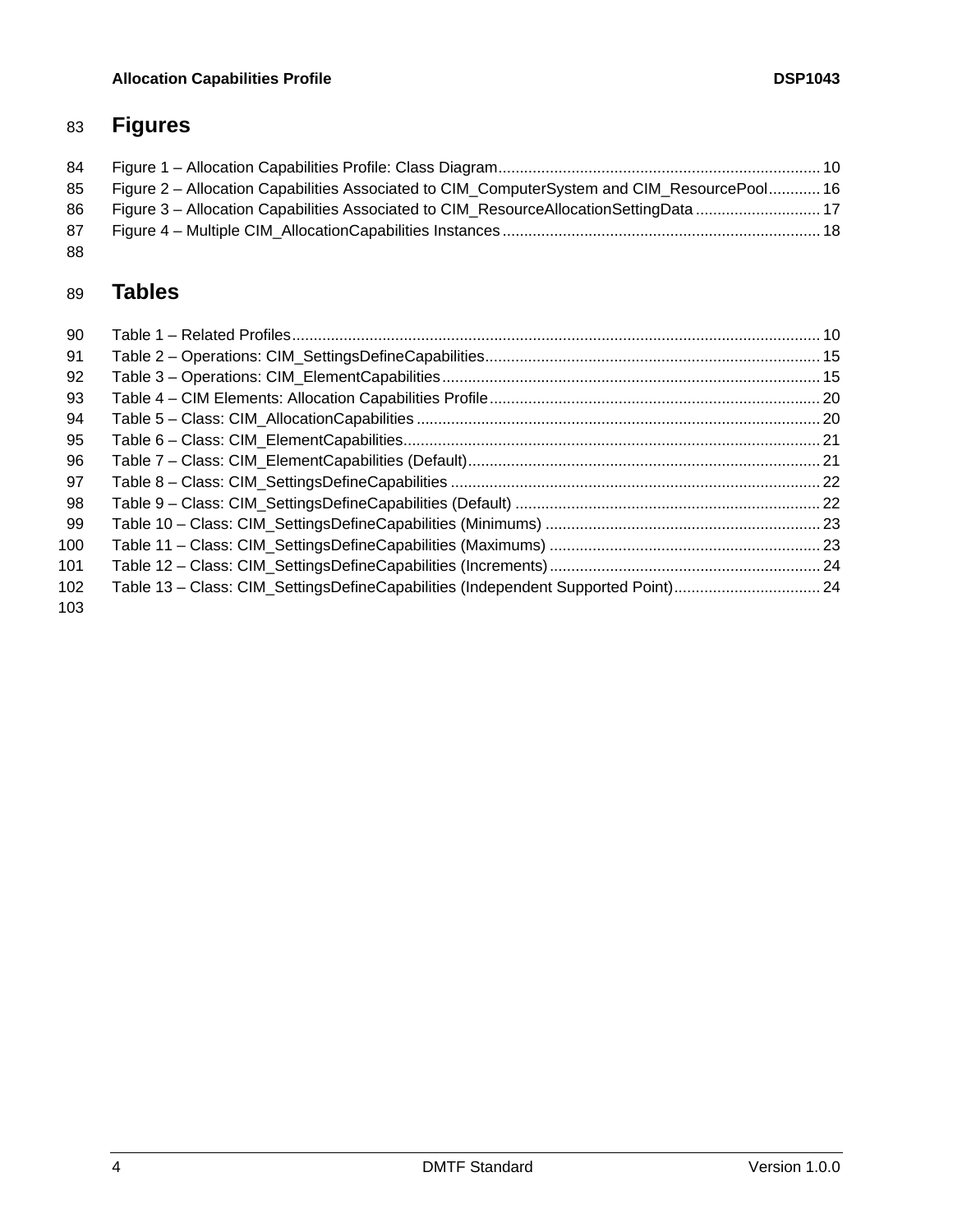# Figures

Figure 1 – Allocation Capabilities Profile: Class Diagram ........................................................................ 10
Figure 2 – Allocation Capabilities Associated to CIM_ComputerSystem and CIM_ResourcePool ............ 16
Figure 3 – Allocation Capabilities Associated to CIM_ResourceAllocationSettingData ............................ 17
Figure 4 – Multiple CIM_AllocationCapabilities Instances ........................................................................ 18

# Tables

Table 1 – Related Profiles ........................................................................................................................ 10
Table 2 – Operations: CIM_SettingsDefineCapabilities ............................................................................ 15
Table 3 – Operations: CIM_ElementCapabilities ...................................................................................... 15
Table 4 – CIM Elements: Allocation Capabilities Profile ........................................................................... 20
Table 5 – Class: CIM_AllocationCapabilities ............................................................................................ 20
Table 6 – Class: CIM_ElementCapabilities ............................................................................................... 21
Table 7 – Class: CIM_ElementCapabilities (Default) ................................................................................ 21
Table 8 – Class: CIM_SettingsDefineCapabilities .................................................................................... 22
Table 9 – Class: CIM_SettingsDefineCapabilities (Default) ...................................................................... 22
Table 10 – Class: CIM_SettingsDefineCapabilities (Minimums) ............................................................... 23
Table 11 – Class: CIM_SettingsDefineCapabilities (Maximums) .............................................................. 23
Table 12 – Class: CIM_SettingsDefineCapabilities (Increments) .............................................................. 24
Table 13 – Class: CIM_SettingsDefineCapabilities (Independent Supported Point) ................................. 24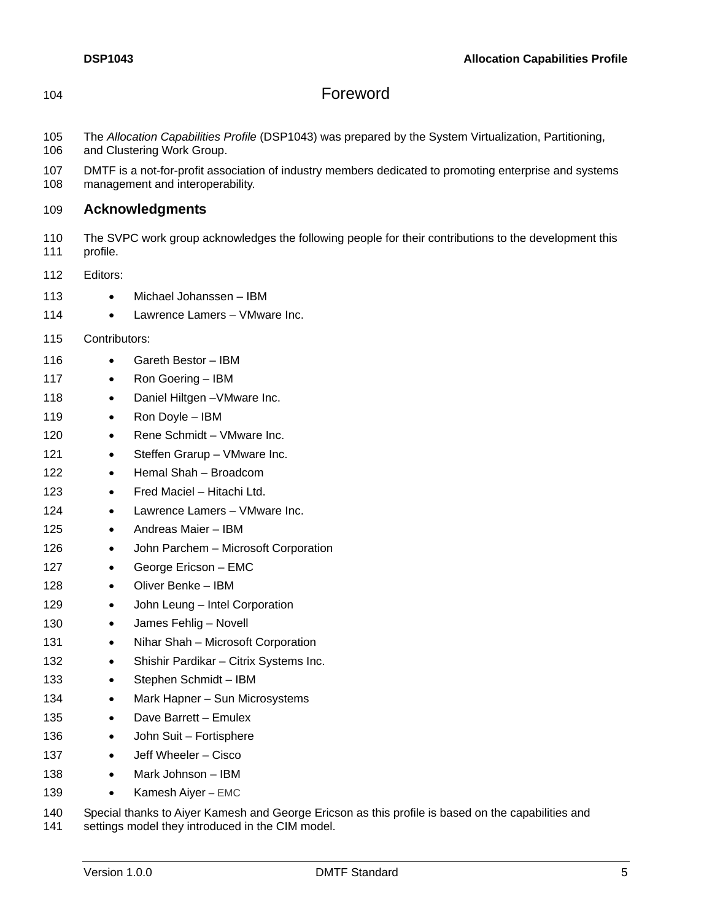# Foreword

The *Allocation Capabilities Profile* (DSP1043) was prepared by the System Virtualization, Partitioning, and Clustering Work Group.

DMTF is a not-for-profit association of industry members dedicated to promoting enterprise and systems management and interoperability.

## Acknowledgments

The SVPC work group acknowledges the following people for their contributions to the development this profile.

Editors:

- Michael Johanssen – IBM
- Lawrence Lamers – VMware Inc.

Contributors:

- Gareth Bestor – IBM
- Ron Goering – IBM
- Daniel Hiltgen –VMware Inc.
- Ron Doyle – IBM
- Rene Schmidt – VMware Inc.
- Steffen Grarup – VMware Inc.
- Hemal Shah – Broadcom
- Fred Maciel – Hitachi Ltd.
- Lawrence Lamers – VMware Inc.
- Andreas Maier – IBM
- John Parchem – Microsoft Corporation
- George Ericson – EMC
- Oliver Benke – IBM
- John Leung – Intel Corporation
- James Fehlig – Novell
- Nihar Shah – Microsoft Corporation
- Shishir Pardikar – Citrix Systems Inc.
- Stephen Schmidt – IBM
- Mark Hapner – Sun Microsystems
- Dave Barrett – Emulex
- John Suit – Fortisphere
- Jeff Wheeler – Cisco
- Mark Johnson – IBM
- Kamesh Aiyer – EMC

Special thanks to Aiyer Kamesh and George Ericson as this profile is based on the capabilities and settings model they introduced in the CIM model.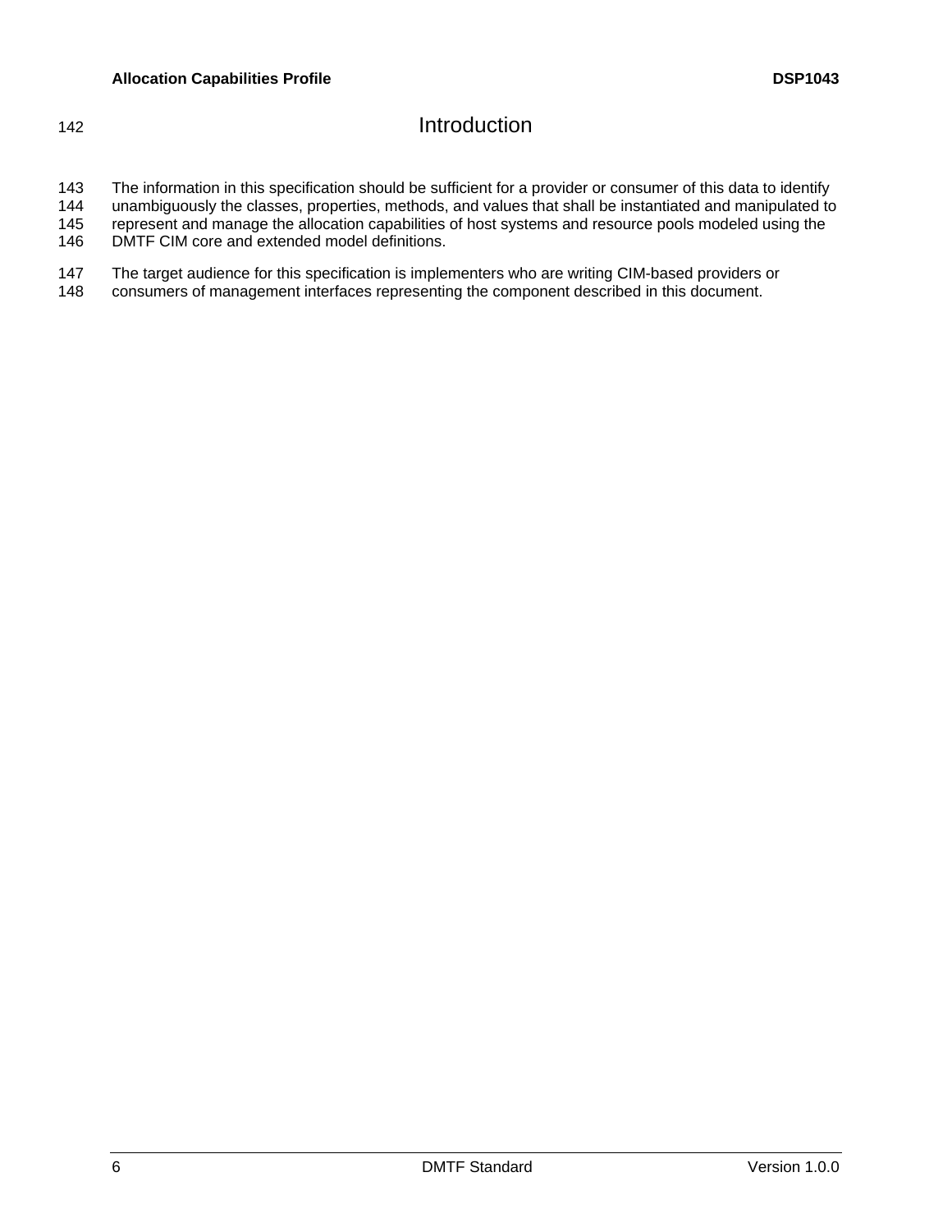# Introduction

The information in this specification should be sufficient for a provider or consumer of this data to identify unambiguously the classes, properties, methods, and values that shall be instantiated and manipulated to represent and manage the allocation capabilities of host systems and resource pools modeled using the DMTF CIM core and extended model definitions.

The target audience for this specification is implementers who are writing CIM-based providers or consumers of management interfaces representing the component described in this document.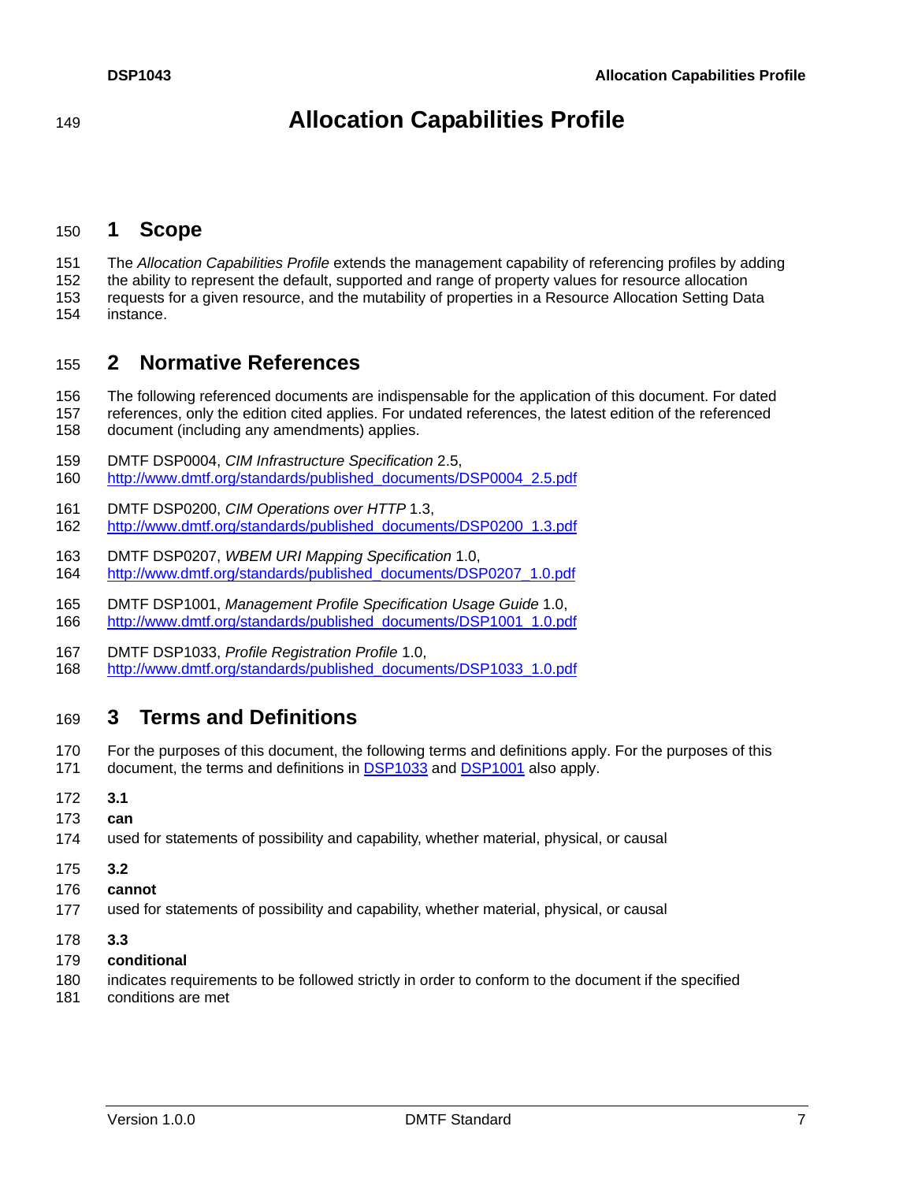# Allocation Capabilities Profile

## 1 Scope

The *Allocation Capabilities Profile* extends the management capability of referencing profiles by adding the ability to represent the default, supported and range of property values for resource allocation requests for a given resource, and the mutability of properties in a Resource Allocation Setting Data instance.

## 2 Normative References

The following referenced documents are indispensable for the application of this document. For dated references, only the edition cited applies. For undated references, the latest edition of the referenced document (including any amendments) applies.

DMTF DSP0004, *CIM Infrastructure Specification* 2.5,
http://www.dmtf.org/standards/published_documents/DSP0004_2.5.pdf

DMTF DSP0200, *CIM Operations over HTTP* 1.3,
http://www.dmtf.org/standards/published_documents/DSP0200_1.3.pdf

DMTF DSP0207, *WBEM URI Mapping Specification* 1.0,
http://www.dmtf.org/standards/published_documents/DSP0207_1.0.pdf

DMTF DSP1001, *Management Profile Specification Usage Guide* 1.0,
http://www.dmtf.org/standards/published_documents/DSP1001_1.0.pdf

DMTF DSP1033, *Profile Registration Profile* 1.0,
http://www.dmtf.org/standards/published_documents/DSP1033_1.0.pdf

## 3 Terms and Definitions

For the purposes of this document, the following terms and definitions apply. For the purposes of this document, the terms and definitions in DSP1033 and DSP1001 also apply.

**3.1**

**can**

used for statements of possibility and capability, whether material, physical, or causal

**3.2**

**cannot**

used for statements of possibility and capability, whether material, physical, or causal

**3.3**

**conditional**

indicates requirements to be followed strictly in order to conform to the document if the specified conditions are met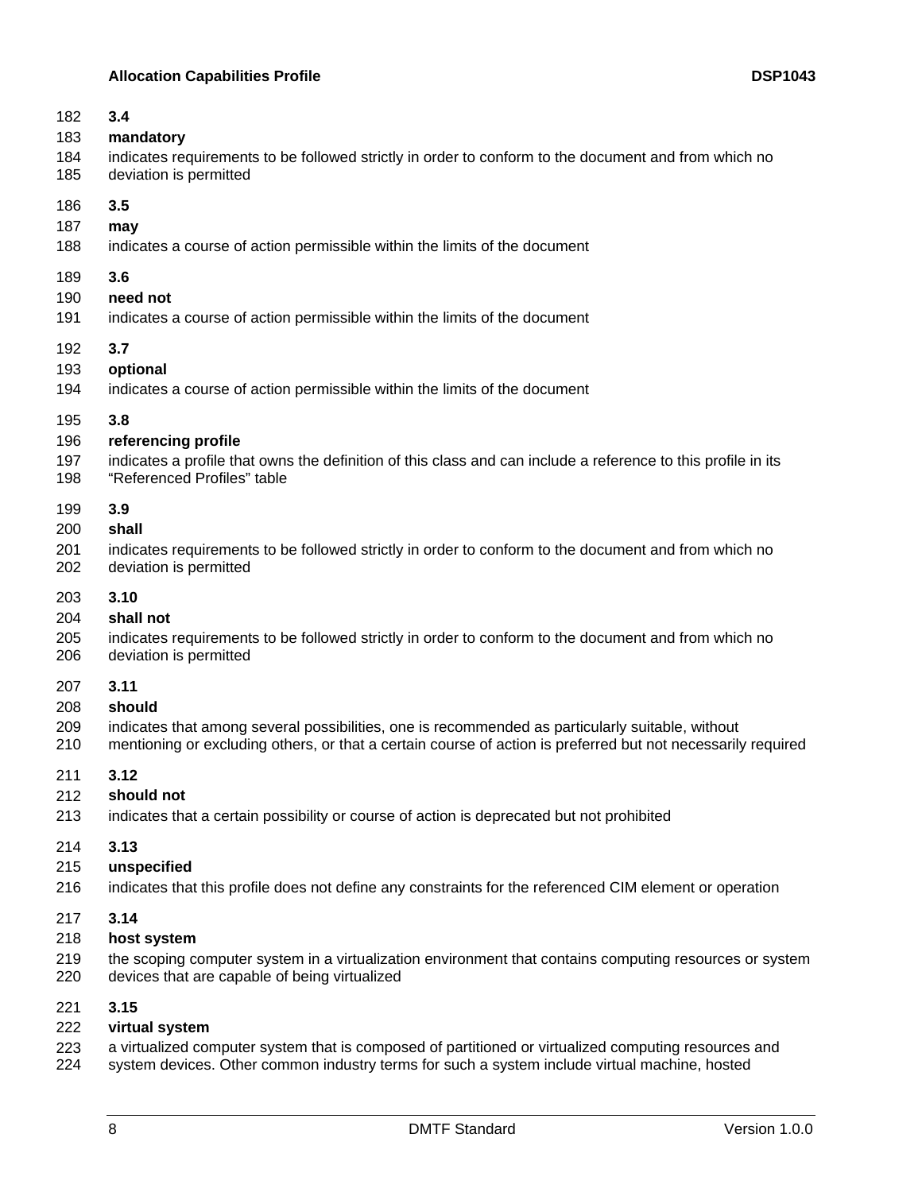**3.4**

**mandatory**

indicates requirements to be followed strictly in order to conform to the document and from which no deviation is permitted

**3.5**

**may**

indicates a course of action permissible within the limits of the document

**3.6**

**need not**

indicates a course of action permissible within the limits of the document

**3.7**

**optional**

indicates a course of action permissible within the limits of the document

**3.8**

**referencing profile**

indicates a profile that owns the definition of this class and can include a reference to this profile in its "Referenced Profiles" table

**3.9**

**shall**

indicates requirements to be followed strictly in order to conform to the document and from which no deviation is permitted

**3.10**

**shall not**

indicates requirements to be followed strictly in order to conform to the document and from which no deviation is permitted

**3.11**

**should**

indicates that among several possibilities, one is recommended as particularly suitable, without mentioning or excluding others, or that a certain course of action is preferred but not necessarily required

**3.12**

**should not**

indicates that a certain possibility or course of action is deprecated but not prohibited

**3.13**

**unspecified**

indicates that this profile does not define any constraints for the referenced CIM element or operation

**3.14**

**host system**

the scoping computer system in a virtualization environment that contains computing resources or system devices that are capable of being virtualized

**3.15**

**virtual system**

a virtualized computer system that is composed of partitioned or virtualized computing resources and system devices. Other common industry terms for such a system include virtual machine, hosted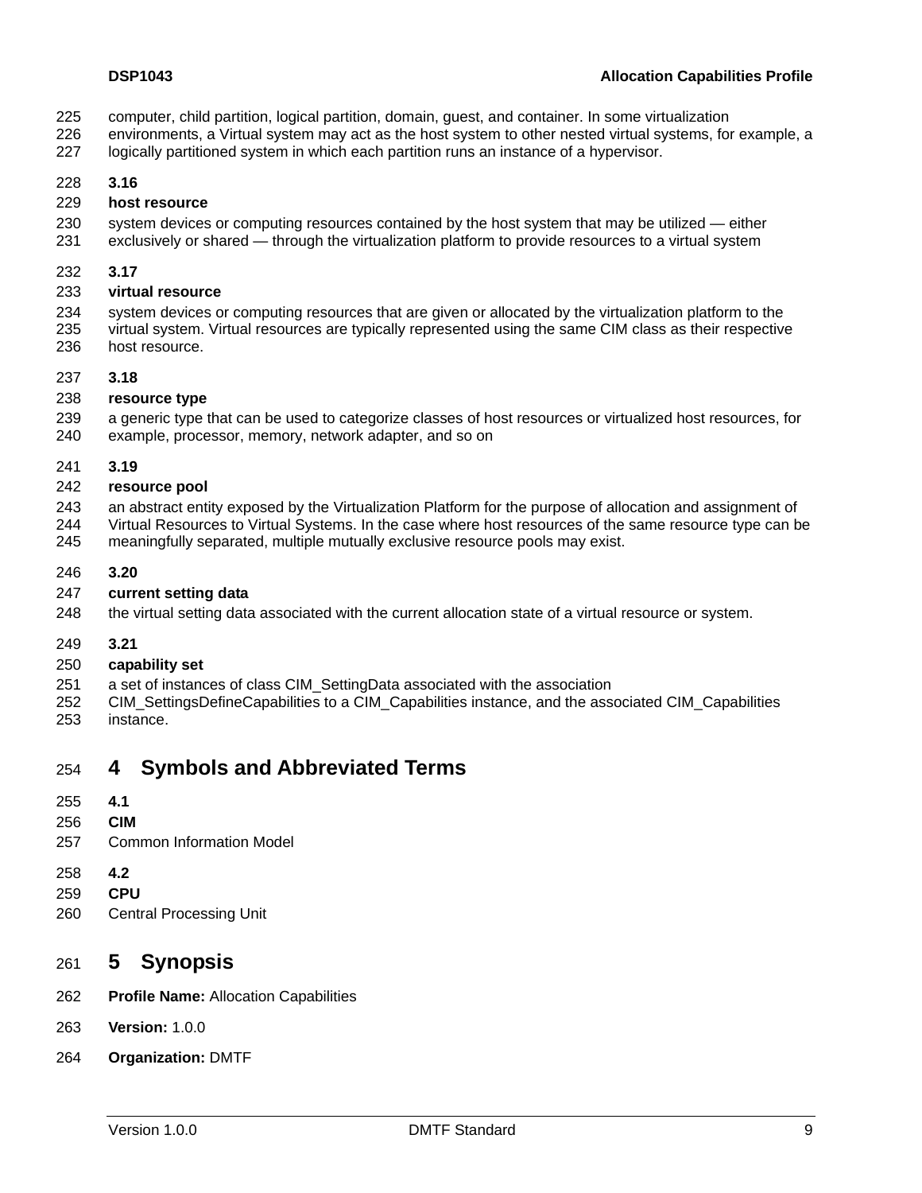computer, child partition, logical partition, domain, guest, and container. In some virtualization environments, a Virtual system may act as the host system to other nested virtual systems, for example, a logically partitioned system in which each partition runs an instance of a hypervisor.

**3.16**

**host resource**

system devices or computing resources contained by the host system that may be utilized — either exclusively or shared — through the virtualization platform to provide resources to a virtual system

**3.17**

**virtual resource**

system devices or computing resources that are given or allocated by the virtualization platform to the virtual system. Virtual resources are typically represented using the same CIM class as their respective host resource.

**3.18**

**resource type**

a generic type that can be used to categorize classes of host resources or virtualized host resources, for example, processor, memory, network adapter, and so on

**3.19**

**resource pool**

an abstract entity exposed by the Virtualization Platform for the purpose of allocation and assignment of Virtual Resources to Virtual Systems. In the case where host resources of the same resource type can be meaningfully separated, multiple mutually exclusive resource pools may exist.

**3.20**

**current setting data**

the virtual setting data associated with the current allocation state of a virtual resource or system.

**3.21**

**capability set**

a set of instances of class CIM_SettingData associated with the association CIM_SettingsDefineCapabilities to a CIM_Capabilities instance, and the associated CIM_Capabilities instance.

# 4 Symbols and Abbreviated Terms

**4.1**

**CIM**

Common Information Model

**4.2**

**CPU**

Central Processing Unit

# 5 Synopsis

**Profile Name:** Allocation Capabilities

**Version:** 1.0.0

**Organization:** DMTF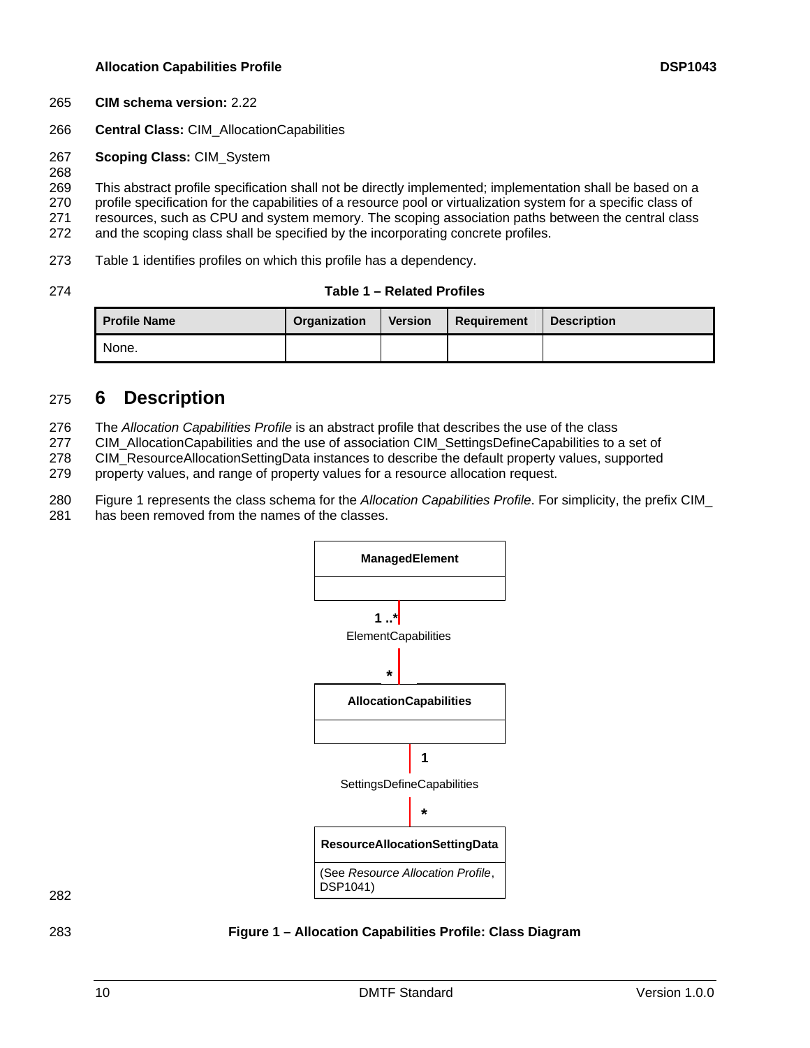**CIM schema version:** 2.22

**Central Class:** CIM_AllocationCapabilities

**Scoping Class:** CIM_System

This abstract profile specification shall not be directly implemented; implementation shall be based on a profile specification for the capabilities of a resource pool or virtualization system for a specific class of resources, such as CPU and system memory. The scoping association paths between the central class and the scoping class shall be specified by the incorporating concrete profiles.

Table 1 identifies profiles on which this profile has a dependency.

**Table 1 – Related Profiles**

| Profile Name | Organization | Version | Requirement | Description |
|---|---|---|---|---|
| None. | | | | |

# 6 Description

The *Allocation Capabilities Profile* is an abstract profile that describes the use of the class CIM_AllocationCapabilities and the use of association CIM_SettingsDefineCapabilities to a set of CIM_ResourceAllocationSettingData instances to describe the default property values, supported property values, and range of property values for a resource allocation request.

Figure 1 represents the class schema for the *Allocation Capabilities Profile*. For simplicity, the prefix CIM_ has been removed from the names of the classes.

ManagedElement

1 ..*
ElementCapabilities
*

AllocationCapabilities

1
SettingsDefineCapabilities
*

ResourceAllocationSettingData
(See *Resource Allocation Profile*, DSP1041)

**Figure 1 – Allocation Capabilities Profile: Class Diagram**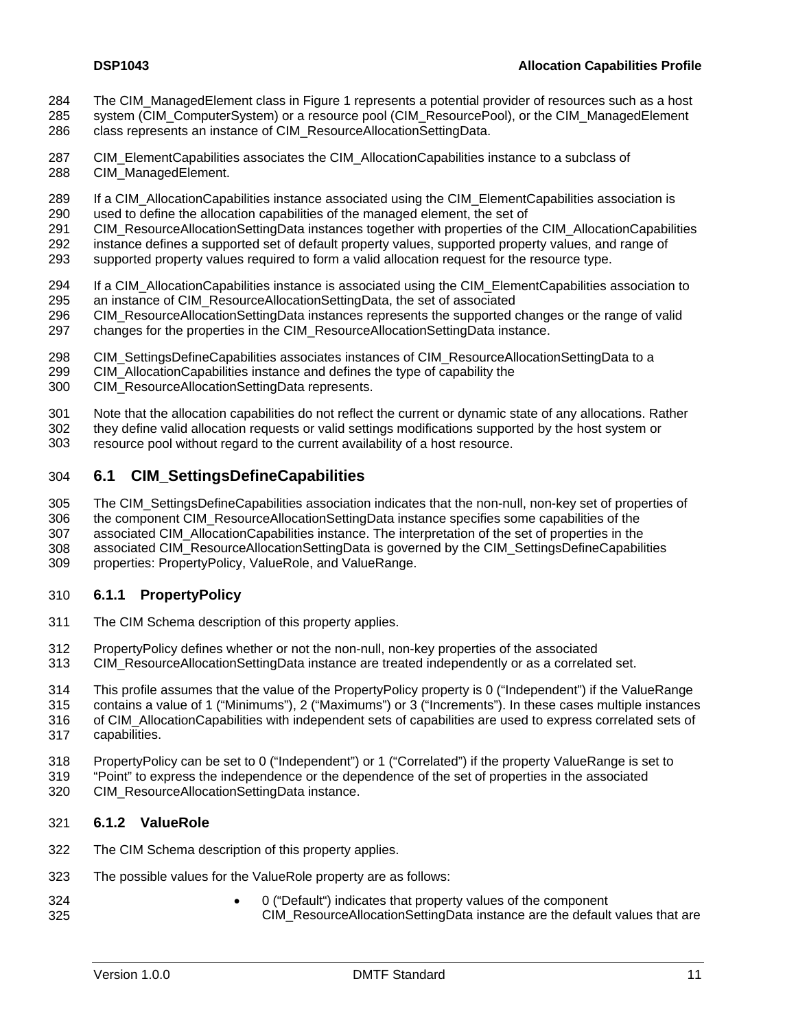The CIM_ManagedElement class in Figure 1 represents a potential provider of resources such as a host system (CIM_ComputerSystem) or a resource pool (CIM_ResourcePool), or the CIM_ManagedElement class represents an instance of CIM_ResourceAllocationSettingData.

CIM_ElementCapabilities associates the CIM_AllocationCapabilities instance to a subclass of CIM_ManagedElement.

If a CIM_AllocationCapabilities instance associated using the CIM_ElementCapabilities association is used to define the allocation capabilities of the managed element, the set of CIM_ResourceAllocationSettingData instances together with properties of the CIM_AllocationCapabilities instance defines a supported set of default property values, supported property values, and range of supported property values required to form a valid allocation request for the resource type.

If a CIM_AllocationCapabilities instance is associated using the CIM_ElementCapabilities association to an instance of CIM_ResourceAllocationSettingData, the set of associated CIM_ResourceAllocationSettingData instances represents the supported changes or the range of valid changes for the properties in the CIM_ResourceAllocationSettingData instance.

CIM_SettingsDefineCapabilities associates instances of CIM_ResourceAllocationSettingData to a CIM_AllocationCapabilities instance and defines the type of capability the CIM_ResourceAllocationSettingData represents.

Note that the allocation capabilities do not reflect the current or dynamic state of any allocations. Rather they define valid allocation requests or valid settings modifications supported by the host system or resource pool without regard to the current availability of a host resource.

## 6.1 CIM_SettingsDefineCapabilities

The CIM_SettingsDefineCapabilities association indicates that the non-null, non-key set of properties of the component CIM_ResourceAllocationSettingData instance specifies some capabilities of the associated CIM_AllocationCapabilities instance. The interpretation of the set of properties in the associated CIM_ResourceAllocationSettingData is governed by the CIM_SettingsDefineCapabilities properties: PropertyPolicy, ValueRole, and ValueRange.

### 6.1.1 PropertyPolicy

The CIM Schema description of this property applies.

PropertyPolicy defines whether or not the non-null, non-key properties of the associated CIM_ResourceAllocationSettingData instance are treated independently or as a correlated set.

This profile assumes that the value of the PropertyPolicy property is 0 ("Independent") if the ValueRange contains a value of 1 ("Minimums"), 2 ("Maximums") or 3 ("Increments"). In these cases multiple instances of CIM_AllocationCapabilities with independent sets of capabilities are used to express correlated sets of capabilities.

PropertyPolicy can be set to 0 ("Independent") or 1 ("Correlated") if the property ValueRange is set to "Point" to express the independence or the dependence of the set of properties in the associated CIM_ResourceAllocationSettingData instance.

### 6.1.2 ValueRole

The CIM Schema description of this property applies.

The possible values for the ValueRole property are as follows:

- 0 ("Default") indicates that property values of the component CIM_ResourceAllocationSettingData instance are the default values that are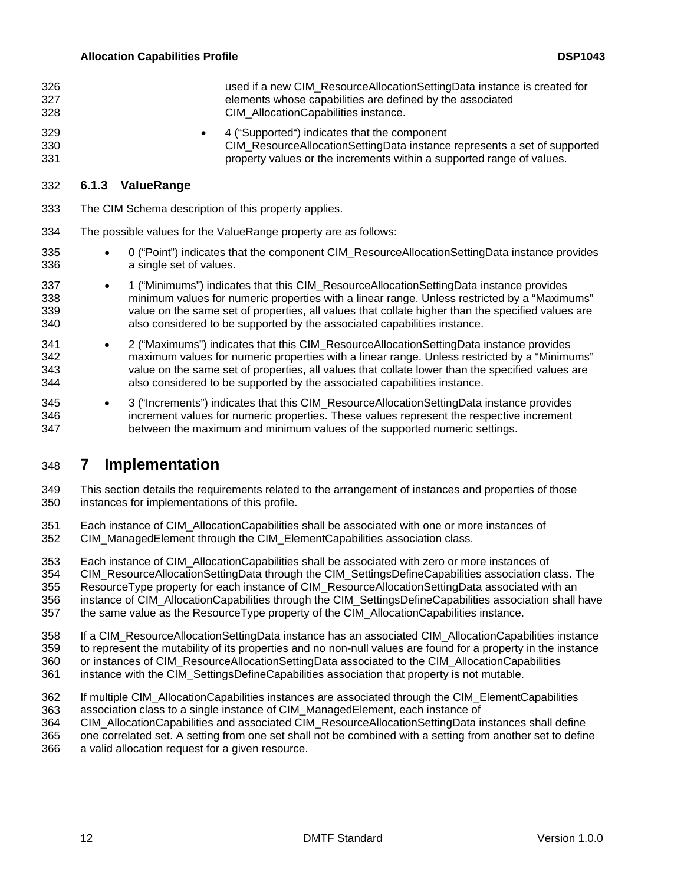used if a new CIM_ResourceAllocationSettingData instance is created for elements whose capabilities are defined by the associated CIM_AllocationCapabilities instance.

- 4 ("Supported") indicates that the component CIM_ResourceAllocationSettingData instance represents a set of supported property values or the increments within a supported range of values.

### 6.1.3 ValueRange

The CIM Schema description of this property applies.

The possible values for the ValueRange property are as follows:

- 0 ("Point") indicates that the component CIM_ResourceAllocationSettingData instance provides a single set of values.
- 1 ("Minimums") indicates that this CIM_ResourceAllocationSettingData instance provides minimum values for numeric properties with a linear range. Unless restricted by a "Maximums" value on the same set of properties, all values that collate higher than the specified values are also considered to be supported by the associated capabilities instance.
- 2 ("Maximums") indicates that this CIM_ResourceAllocationSettingData instance provides maximum values for numeric properties with a linear range. Unless restricted by a "Minimums" value on the same set of properties, all values that collate lower than the specified values are also considered to be supported by the associated capabilities instance.
- 3 ("Increments") indicates that this CIM_ResourceAllocationSettingData instance provides increment values for numeric properties. These values represent the respective increment between the maximum and minimum values of the supported numeric settings.

# 7 Implementation

This section details the requirements related to the arrangement of instances and properties of those instances for implementations of this profile.

Each instance of CIM_AllocationCapabilities shall be associated with one or more instances of CIM_ManagedElement through the CIM_ElementCapabilities association class.

Each instance of CIM_AllocationCapabilities shall be associated with zero or more instances of CIM_ResourceAllocationSettingData through the CIM_SettingsDefineCapabilities association class. The ResourceType property for each instance of CIM_ResourceAllocationSettingData associated with an instance of CIM_AllocationCapabilities through the CIM_SettingsDefineCapabilities association shall have the same value as the ResourceType property of the CIM_AllocationCapabilities instance.

If a CIM_ResourceAllocationSettingData instance has an associated CIM_AllocationCapabilities instance to represent the mutability of its properties and no non-null values are found for a property in the instance or instances of CIM_ResourceAllocationSettingData associated to the CIM_AllocationCapabilities instance with the CIM_SettingsDefineCapabilities association that property is not mutable.

If multiple CIM_AllocationCapabilities instances are associated through the CIM_ElementCapabilities association class to a single instance of CIM_ManagedElement, each instance of CIM_AllocationCapabilities and associated CIM_ResourceAllocationSettingData instances shall define one correlated set. A setting from one set shall not be combined with a setting from another set to define a valid allocation request for a given resource.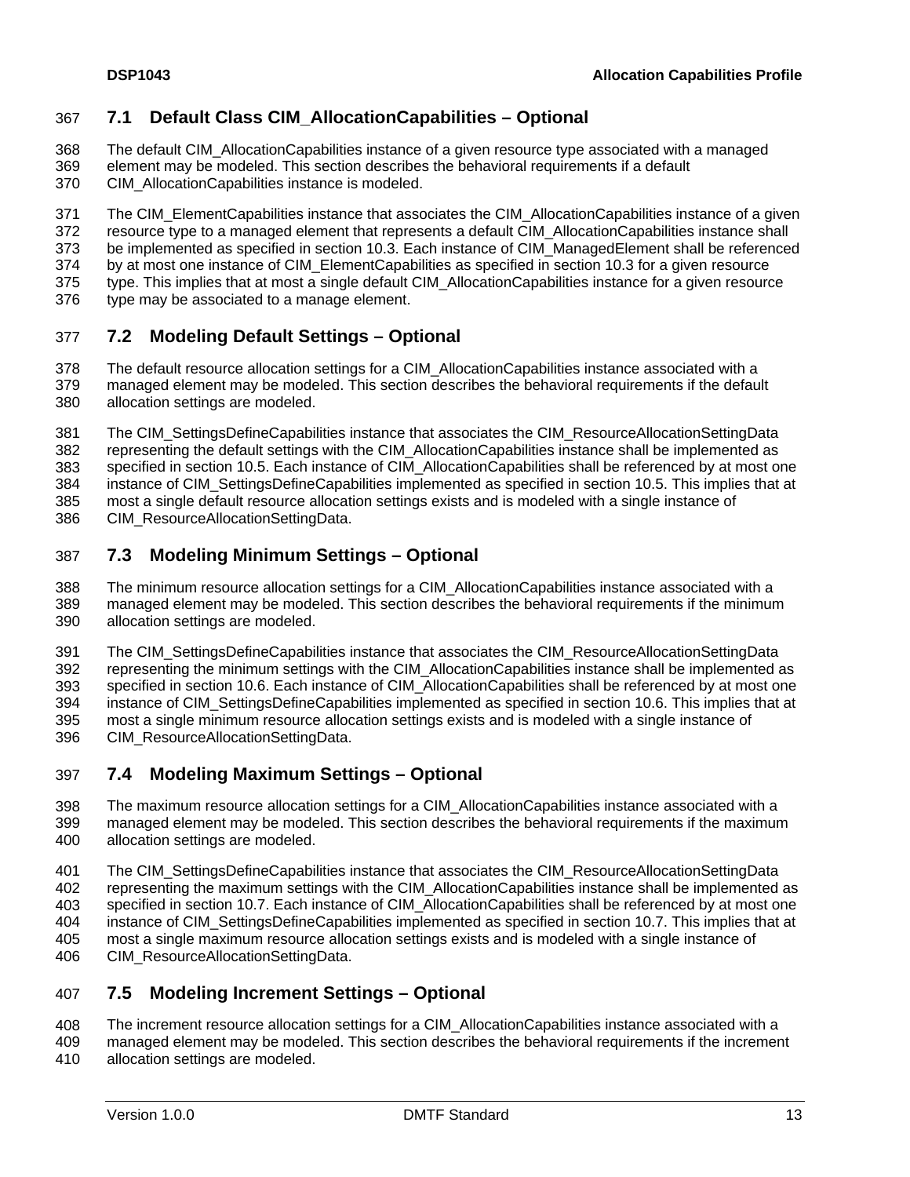## 7.1 Default Class CIM_AllocationCapabilities – Optional

The default CIM_AllocationCapabilities instance of a given resource type associated with a managed element may be modeled. This section describes the behavioral requirements if a default CIM_AllocationCapabilities instance is modeled.

The CIM_ElementCapabilities instance that associates the CIM_AllocationCapabilities instance of a given resource type to a managed element that represents a default CIM_AllocationCapabilities instance shall be implemented as specified in section 10.3. Each instance of CIM_ManagedElement shall be referenced by at most one instance of CIM_ElementCapabilities as specified in section 10.3 for a given resource type. This implies that at most a single default CIM_AllocationCapabilities instance for a given resource type may be associated to a manage element.

## 7.2 Modeling Default Settings – Optional

The default resource allocation settings for a CIM_AllocationCapabilities instance associated with a managed element may be modeled. This section describes the behavioral requirements if the default allocation settings are modeled.

The CIM_SettingsDefineCapabilities instance that associates the CIM_ResourceAllocationSettingData representing the default settings with the CIM_AllocationCapabilities instance shall be implemented as specified in section 10.5. Each instance of CIM_AllocationCapabilities shall be referenced by at most one instance of CIM_SettingsDefineCapabilities implemented as specified in section 10.5. This implies that at most a single default resource allocation settings exists and is modeled with a single instance of CIM_ResourceAllocationSettingData.

## 7.3 Modeling Minimum Settings – Optional

The minimum resource allocation settings for a CIM_AllocationCapabilities instance associated with a managed element may be modeled. This section describes the behavioral requirements if the minimum allocation settings are modeled.

The CIM_SettingsDefineCapabilities instance that associates the CIM_ResourceAllocationSettingData representing the minimum settings with the CIM_AllocationCapabilities instance shall be implemented as specified in section 10.6. Each instance of CIM_AllocationCapabilities shall be referenced by at most one instance of CIM_SettingsDefineCapabilities implemented as specified in section 10.6. This implies that at most a single minimum resource allocation settings exists and is modeled with a single instance of CIM_ResourceAllocationSettingData.

## 7.4 Modeling Maximum Settings – Optional

The maximum resource allocation settings for a CIM_AllocationCapabilities instance associated with a managed element may be modeled. This section describes the behavioral requirements if the maximum allocation settings are modeled.

The CIM_SettingsDefineCapabilities instance that associates the CIM_ResourceAllocationSettingData representing the maximum settings with the CIM_AllocationCapabilities instance shall be implemented as specified in section 10.7. Each instance of CIM_AllocationCapabilities shall be referenced by at most one instance of CIM_SettingsDefineCapabilities implemented as specified in section 10.7. This implies that at most a single maximum resource allocation settings exists and is modeled with a single instance of CIM_ResourceAllocationSettingData.

## 7.5 Modeling Increment Settings – Optional

The increment resource allocation settings for a CIM_AllocationCapabilities instance associated with a managed element may be modeled. This section describes the behavioral requirements if the increment allocation settings are modeled.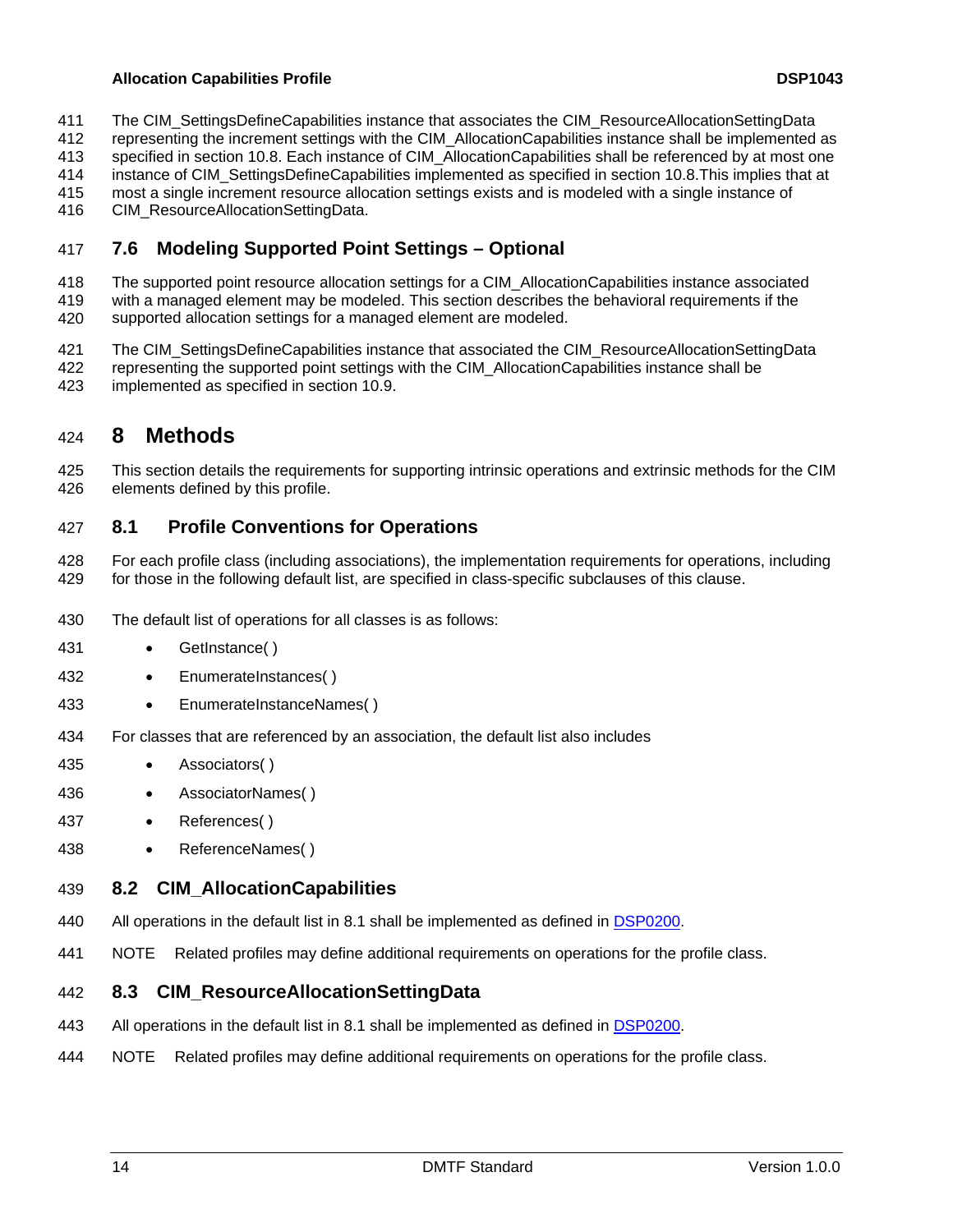The CIM_SettingsDefineCapabilities instance that associates the CIM_ResourceAllocationSettingData representing the increment settings with the CIM_AllocationCapabilities instance shall be implemented as specified in section 10.8. Each instance of CIM_AllocationCapabilities shall be referenced by at most one instance of CIM_SettingsDefineCapabilities implemented as specified in section 10.8.This implies that at most a single increment resource allocation settings exists and is modeled with a single instance of CIM_ResourceAllocationSettingData.

### 7.6 Modeling Supported Point Settings – Optional

The supported point resource allocation settings for a CIM_AllocationCapabilities instance associated with a managed element may be modeled. This section describes the behavioral requirements if the supported allocation settings for a managed element are modeled.

The CIM_SettingsDefineCapabilities instance that associated the CIM_ResourceAllocationSettingData representing the supported point settings with the CIM_AllocationCapabilities instance shall be implemented as specified in section 10.9.

## 8 Methods

This section details the requirements for supporting intrinsic operations and extrinsic methods for the CIM elements defined by this profile.

### 8.1 Profile Conventions for Operations

For each profile class (including associations), the implementation requirements for operations, including for those in the following default list, are specified in class-specific subclauses of this clause.

The default list of operations for all classes is as follows:

- GetInstance( )
- EnumerateInstances( )
- EnumerateInstanceNames( )

For classes that are referenced by an association, the default list also includes

- Associators( )
- AssociatorNames( )
- References( )
- ReferenceNames( )

### 8.2 CIM_AllocationCapabilities

All operations in the default list in 8.1 shall be implemented as defined in DSP0200.

NOTE Related profiles may define additional requirements on operations for the profile class.

### 8.3 CIM_ResourceAllocationSettingData

All operations in the default list in 8.1 shall be implemented as defined in DSP0200.

NOTE Related profiles may define additional requirements on operations for the profile class.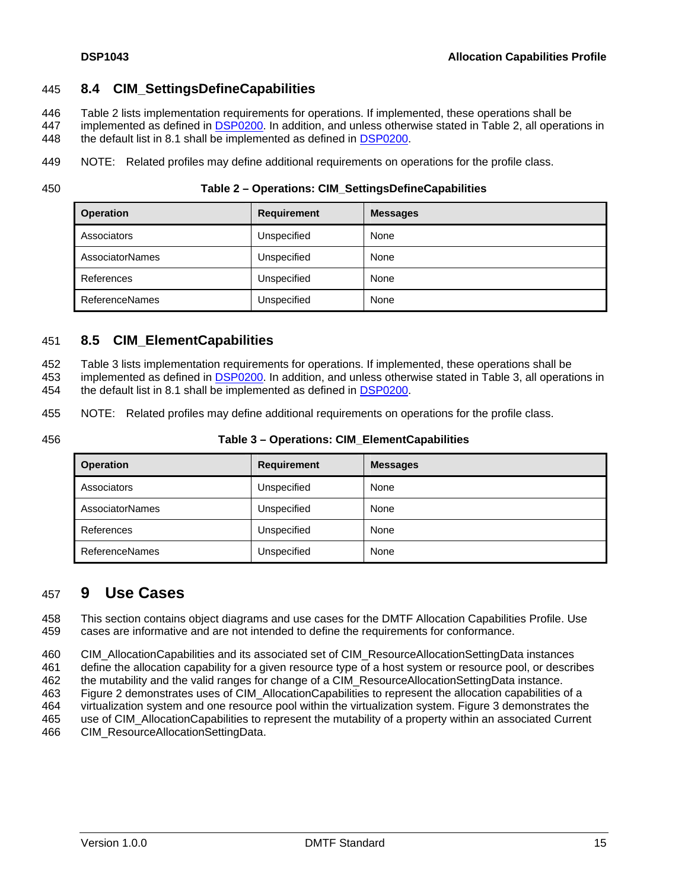## 8.4 CIM_SettingsDefineCapabilities

Table 2 lists implementation requirements for operations. If implemented, these operations shall be implemented as defined in DSP0200. In addition, and unless otherwise stated in Table 2, all operations in the default list in 8.1 shall be implemented as defined in DSP0200.

NOTE: Related profiles may define additional requirements on operations for the profile class.

**Table 2 – Operations: CIM_SettingsDefineCapabilities**

| Operation | Requirement | Messages |
|---|---|---|
| Associators | Unspecified | None |
| AssociatorNames | Unspecified | None |
| References | Unspecified | None |
| ReferenceNames | Unspecified | None |

## 8.5 CIM_ElementCapabilities

Table 3 lists implementation requirements for operations. If implemented, these operations shall be implemented as defined in DSP0200. In addition, and unless otherwise stated in Table 3, all operations in the default list in 8.1 shall be implemented as defined in DSP0200.

NOTE: Related profiles may define additional requirements on operations for the profile class.

**Table 3 – Operations: CIM_ElementCapabilities**

| Operation | Requirement | Messages |
|---|---|---|
| Associators | Unspecified | None |
| AssociatorNames | Unspecified | None |
| References | Unspecified | None |
| ReferenceNames | Unspecified | None |

# 9 Use Cases

This section contains object diagrams and use cases for the DMTF Allocation Capabilities Profile. Use cases are informative and are not intended to define the requirements for conformance.

CIM_AllocationCapabilities and its associated set of CIM_ResourceAllocationSettingData instances define the allocation capability for a given resource type of a host system or resource pool, or describes the mutability and the valid ranges for change of a CIM_ResourceAllocationSettingData instance. Figure 2 demonstrates uses of CIM_AllocationCapabilities to represent the allocation capabilities of a virtualization system and one resource pool within the virtualization system. Figure 3 demonstrates the use of CIM_AllocationCapabilities to represent the mutability of a property within an associated Current CIM_ResourceAllocationSettingData.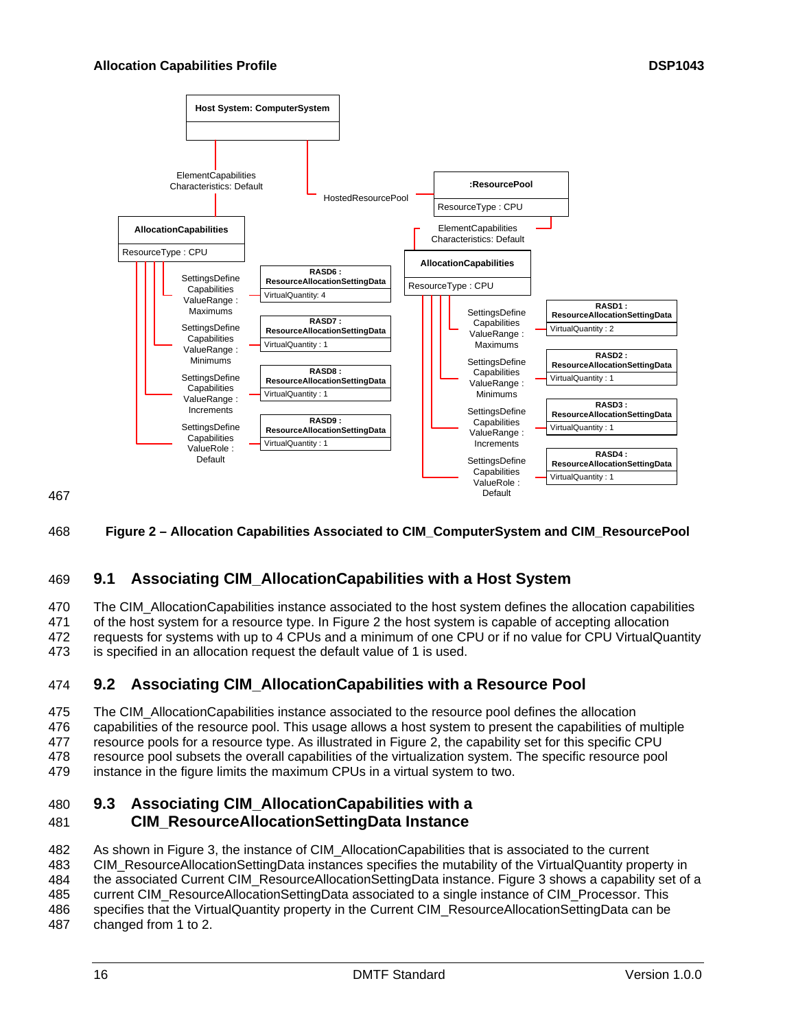Figure 2 – Allocation Capabilities Associated to CIM_ComputerSystem and CIM_ResourcePool

## 9.1 Associating CIM_AllocationCapabilities with a Host System

The CIM_AllocationCapabilities instance associated to the host system defines the allocation capabilities of the host system for a resource type. In Figure 2 the host system is capable of accepting allocation requests for systems with up to 4 CPUs and a minimum of one CPU or if no value for CPU VirtualQuantity is specified in an allocation request the default value of 1 is used.

## 9.2 Associating CIM_AllocationCapabilities with a Resource Pool

The CIM_AllocationCapabilities instance associated to the resource pool defines the allocation capabilities of the resource pool. This usage allows a host system to present the capabilities of multiple resource pools for a resource type. As illustrated in Figure 2, the capability set for this specific CPU resource pool subsets the overall capabilities of the virtualization system. The specific resource pool instance in the figure limits the maximum CPUs in a virtual system to two.

## 9.3 Associating CIM_AllocationCapabilities with a CIM_ResourceAllocationSettingData Instance

As shown in Figure 3, the instance of CIM_AllocationCapabilities that is associated to the current CIM_ResourceAllocationSettingData instances specifies the mutability of the VirtualQuantity property in the associated Current CIM_ResourceAllocationSettingData instance. Figure 3 shows a capability set of a current CIM_ResourceAllocationSettingData associated to a single instance of CIM_Processor. This specifies that the VirtualQuantity property in the Current CIM_ResourceAllocationSettingData can be changed from 1 to 2.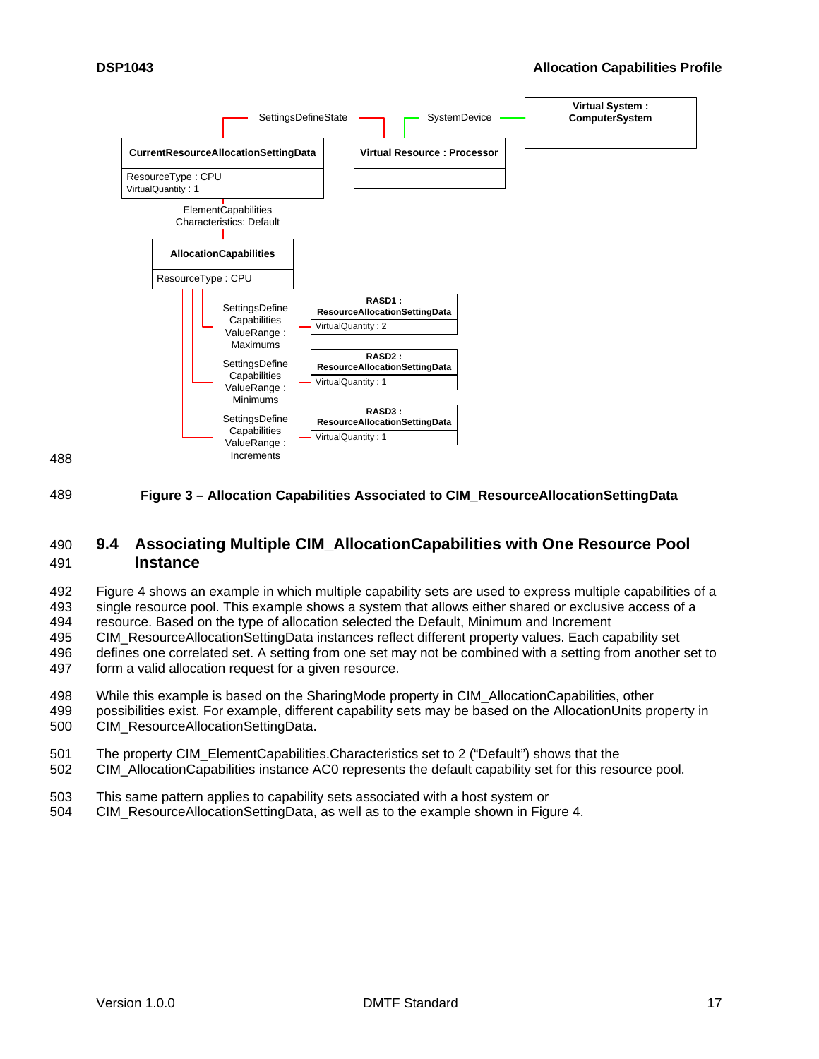Figure 3 – Allocation Capabilities Associated to CIM_ResourceAllocationSettingData

## 9.4 Associating Multiple CIM_AllocationCapabilities with One Resource Pool Instance

Figure 4 shows an example in which multiple capability sets are used to express multiple capabilities of a single resource pool. This example shows a system that allows either shared or exclusive access of a resource. Based on the type of allocation selected the Default, Minimum and Increment CIM_ResourceAllocationSettingData instances reflect different property values. Each capability set defines one correlated set. A setting from one set may not be combined with a setting from another set to form a valid allocation request for a given resource.

While this example is based on the SharingMode property in CIM_AllocationCapabilities, other possibilities exist. For example, different capability sets may be based on the AllocationUnits property in CIM_ResourceAllocationSettingData.

The property CIM_ElementCapabilities.Characteristics set to 2 ("Default") shows that the CIM_AllocationCapabilities instance AC0 represents the default capability set for this resource pool.

This same pattern applies to capability sets associated with a host system or CIM_ResourceAllocationSettingData, as well as to the example shown in Figure 4.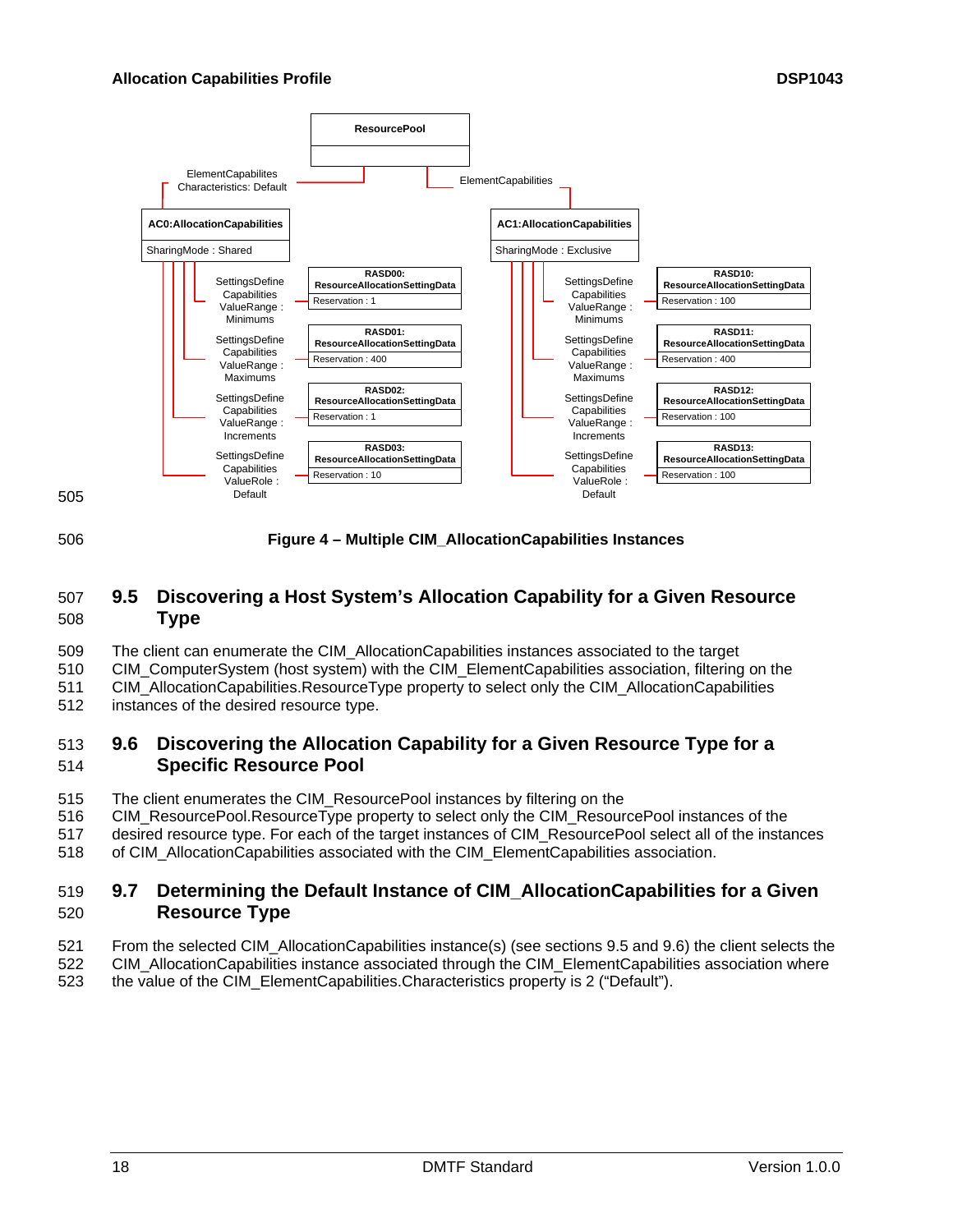Figure 4 – Multiple CIM_AllocationCapabilities Instances

## 9.5 Discovering a Host System's Allocation Capability for a Given Resource Type

The client can enumerate the CIM_AllocationCapabilities instances associated to the target CIM_ComputerSystem (host system) with the CIM_ElementCapabilities association, filtering on the CIM_AllocationCapabilities.ResourceType property to select only the CIM_AllocationCapabilities instances of the desired resource type.

## 9.6 Discovering the Allocation Capability for a Given Resource Type for a Specific Resource Pool

The client enumerates the CIM_ResourcePool instances by filtering on the CIM_ResourcePool.ResourceType property to select only the CIM_ResourcePool instances of the desired resource type. For each of the target instances of CIM_ResourcePool select all of the instances of CIM_AllocationCapabilities associated with the CIM_ElementCapabilities association.

## 9.7 Determining the Default Instance of CIM_AllocationCapabilities for a Given Resource Type

From the selected CIM_AllocationCapabilities instance(s) (see sections 9.5 and 9.6) the client selects the CIM_AllocationCapabilities instance associated through the CIM_ElementCapabilities association where the value of the CIM_ElementCapabilities.Characteristics property is 2 ("Default").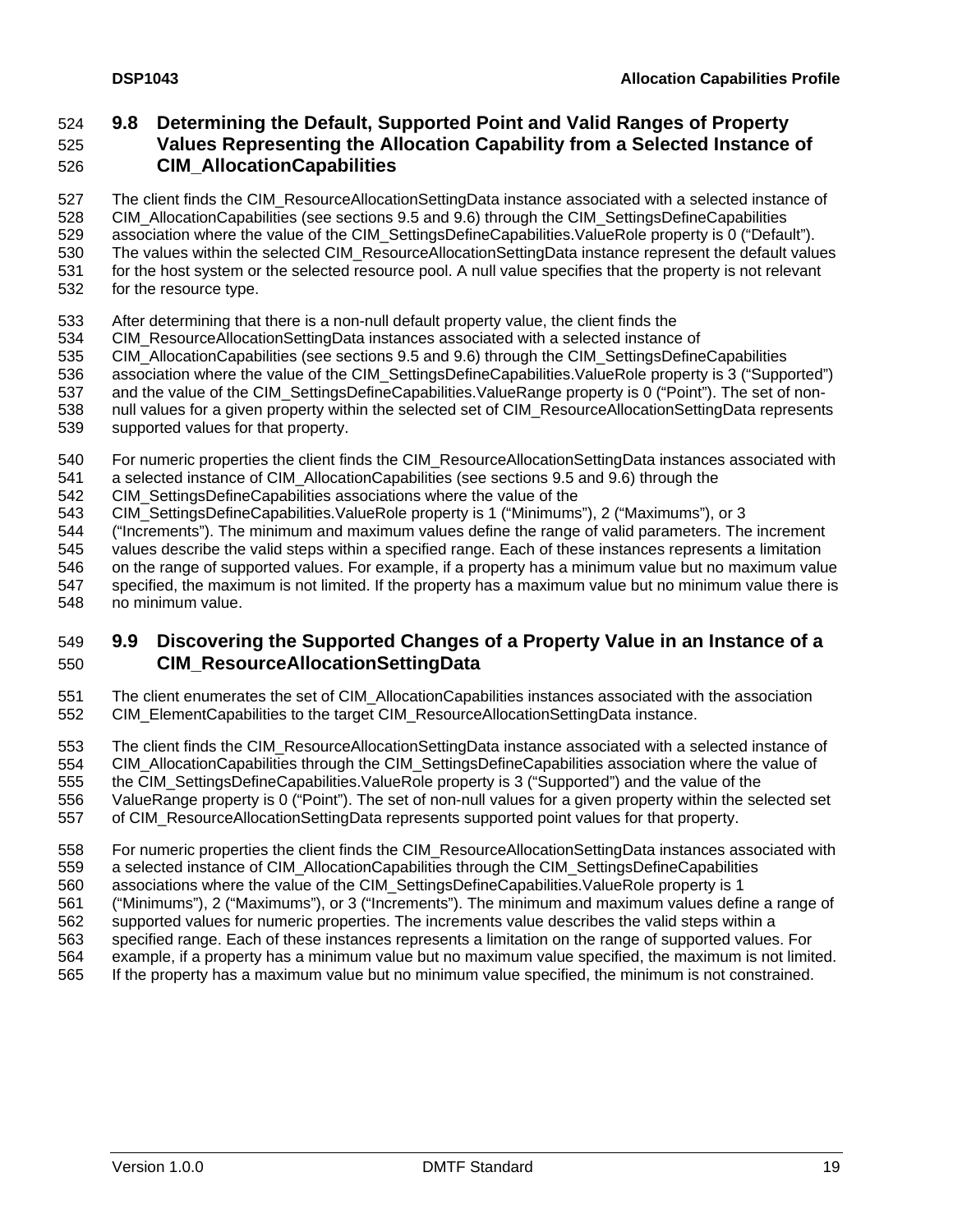## 9.8 Determining the Default, Supported Point and Valid Ranges of Property Values Representing the Allocation Capability from a Selected Instance of CIM_AllocationCapabilities

The client finds the CIM_ResourceAllocationSettingData instance associated with a selected instance of CIM_AllocationCapabilities (see sections 9.5 and 9.6) through the CIM_SettingsDefineCapabilities association where the value of the CIM_SettingsDefineCapabilities.ValueRole property is 0 ("Default"). The values within the selected CIM_ResourceAllocationSettingData instance represent the default values for the host system or the selected resource pool. A null value specifies that the property is not relevant for the resource type.

After determining that there is a non-null default property value, the client finds the CIM_ResourceAllocationSettingData instances associated with a selected instance of CIM_AllocationCapabilities (see sections 9.5 and 9.6) through the CIM_SettingsDefineCapabilities association where the value of the CIM_SettingsDefineCapabilities.ValueRole property is 3 ("Supported") and the value of the CIM_SettingsDefineCapabilities.ValueRange property is 0 ("Point"). The set of non-null values for a given property within the selected set of CIM_ResourceAllocationSettingData represents supported values for that property.

For numeric properties the client finds the CIM_ResourceAllocationSettingData instances associated with a selected instance of CIM_AllocationCapabilities (see sections 9.5 and 9.6) through the CIM_SettingsDefineCapabilities associations where the value of the CIM_SettingsDefineCapabilities.ValueRole property is 1 ("Minimums"), 2 ("Maximums"), or 3 ("Increments"). The minimum and maximum values define the range of valid parameters. The increment values describe the valid steps within a specified range. Each of these instances represents a limitation on the range of supported values. For example, if a property has a minimum value but no maximum value specified, the maximum is not limited. If the property has a maximum value but no minimum value there is no minimum value.

## 9.9 Discovering the Supported Changes of a Property Value in an Instance of a CIM_ResourceAllocationSettingData

The client enumerates the set of CIM_AllocationCapabilities instances associated with the association CIM_ElementCapabilities to the target CIM_ResourceAllocationSettingData instance.

The client finds the CIM_ResourceAllocationSettingData instance associated with a selected instance of CIM_AllocationCapabilities through the CIM_SettingsDefineCapabilities association where the value of the CIM_SettingsDefineCapabilities.ValueRole property is 3 ("Supported") and the value of the ValueRange property is 0 ("Point"). The set of non-null values for a given property within the selected set of CIM_ResourceAllocationSettingData represents supported point values for that property.

For numeric properties the client finds the CIM_ResourceAllocationSettingData instances associated with a selected instance of CIM_AllocationCapabilities through the CIM_SettingsDefineCapabilities associations where the value of the CIM_SettingsDefineCapabilities.ValueRole property is 1 ("Minimums"), 2 ("Maximums"), or 3 ("Increments"). The minimum and maximum values define a range of supported values for numeric properties. The increments value describes the valid steps within a specified range. Each of these instances represents a limitation on the range of supported values. For example, if a property has a minimum value but no maximum value specified, the maximum is not limited. If the property has a maximum value but no minimum value specified, the minimum is not constrained.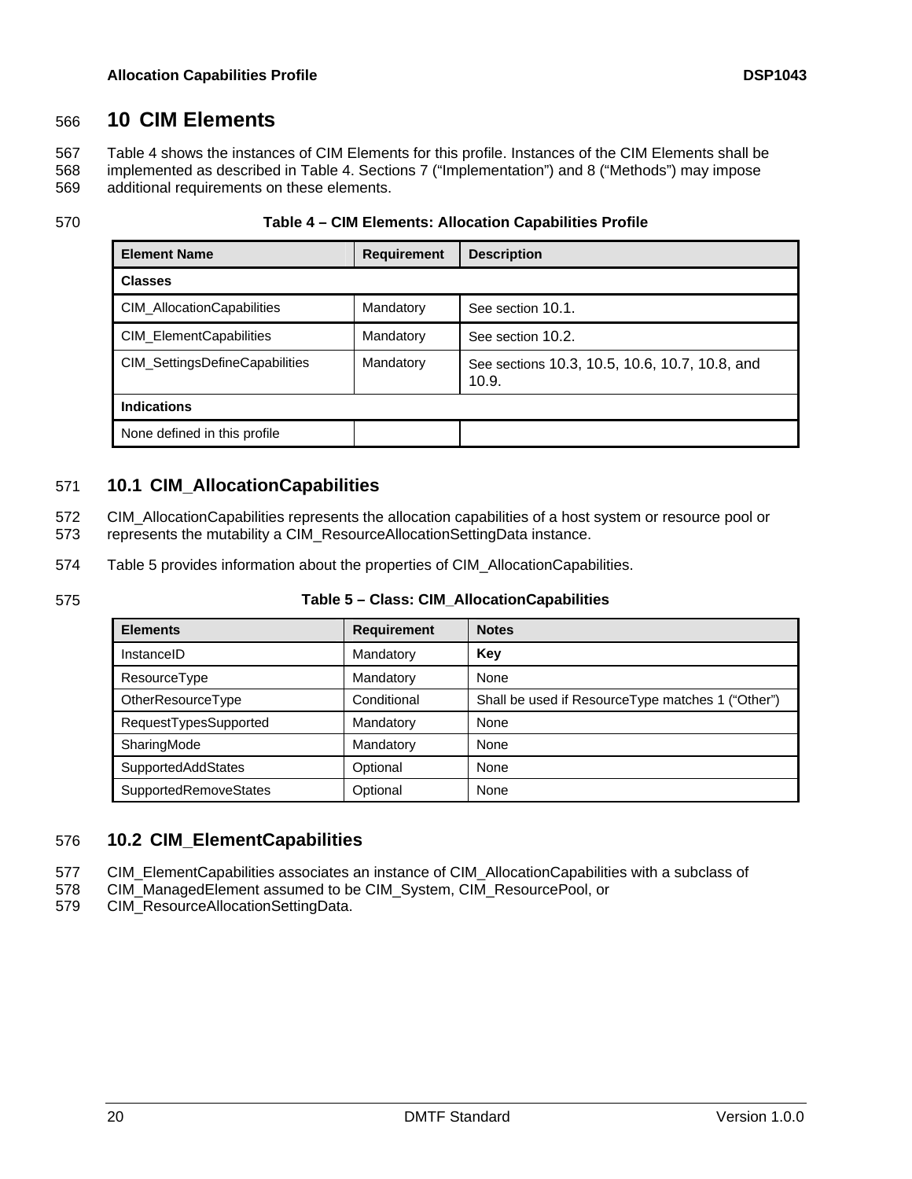# 10 CIM Elements

Table 4 shows the instances of CIM Elements for this profile. Instances of the CIM Elements shall be implemented as described in Table 4. Sections 7 ("Implementation") and 8 ("Methods") may impose additional requirements on these elements.

**Table 4 – CIM Elements: Allocation Capabilities Profile**

| Element Name | Requirement | Description |
|---|---|---|
| **Classes** | | |
| CIM_AllocationCapabilities | Mandatory | See section 10.1. |
| CIM_ElementCapabilities | Mandatory | See section 10.2. |
| CIM_SettingsDefineCapabilities | Mandatory | See sections 10.3, 10.5, 10.6, 10.7, 10.8, and 10.9. |
| **Indications** | | |
| None defined in this profile | | |

## 10.1 CIM_AllocationCapabilities

CIM_AllocationCapabilities represents the allocation capabilities of a host system or resource pool or represents the mutability a CIM_ResourceAllocationSettingData instance.

Table 5 provides information about the properties of CIM_AllocationCapabilities.

**Table 5 – Class: CIM_AllocationCapabilities**

| Elements | Requirement | Notes |
|---|---|---|
| InstanceID | Mandatory | **Key** |
| ResourceType | Mandatory | None |
| OtherResourceType | Conditional | Shall be used if ResourceType matches 1 ("Other") |
| RequestTypesSupported | Mandatory | None |
| SharingMode | Mandatory | None |
| SupportedAddStates | Optional | None |
| SupportedRemoveStates | Optional | None |

## 10.2 CIM_ElementCapabilities

CIM_ElementCapabilities associates an instance of CIM_AllocationCapabilities with a subclass of CIM_ManagedElement assumed to be CIM_System, CIM_ResourcePool, or CIM_ResourceAllocationSettingData.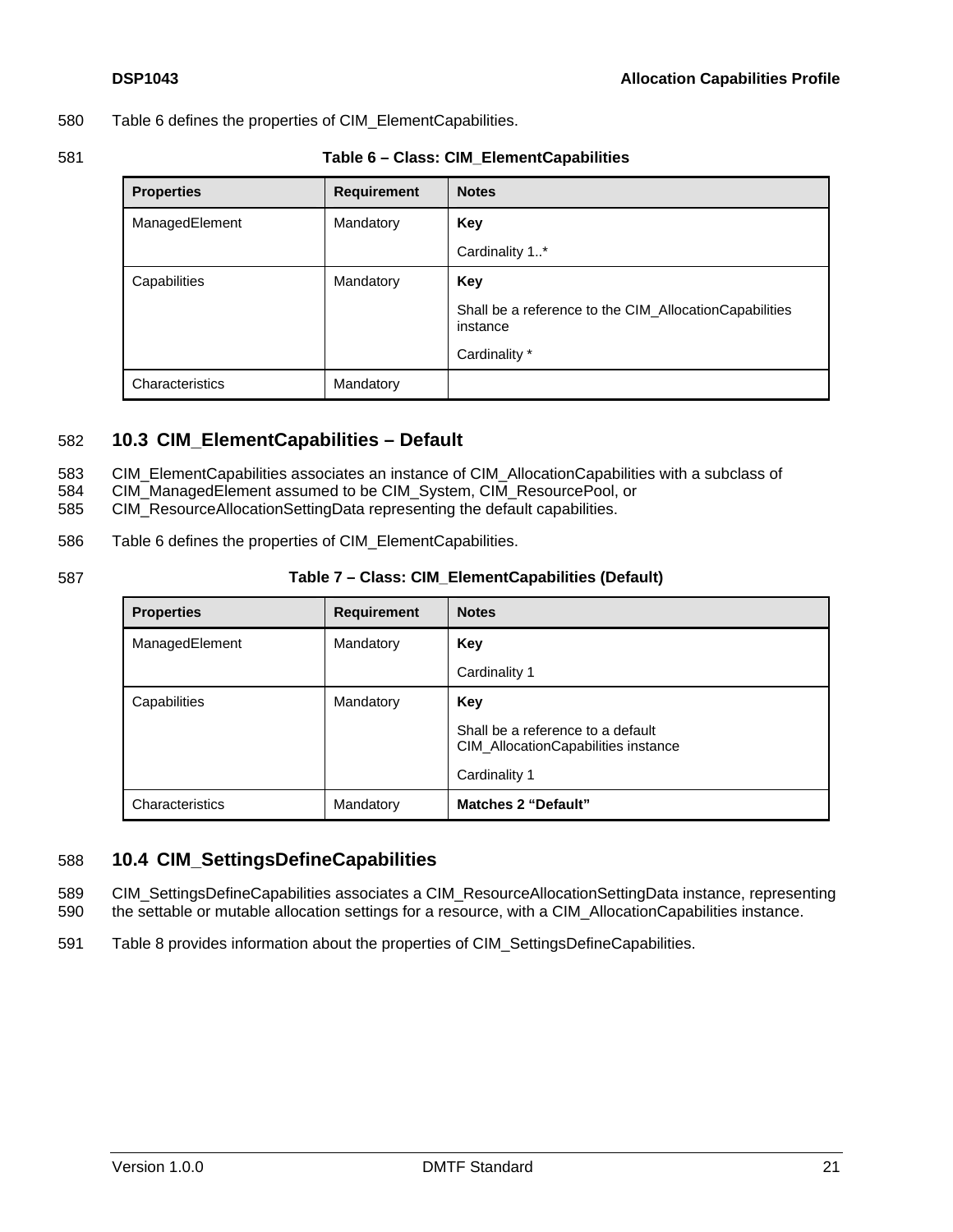Table 6 defines the properties of CIM_ElementCapabilities.

**Table 6 – Class: CIM_ElementCapabilities**

| Properties | Requirement | Notes |
|---|---|---|
| ManagedElement | Mandatory | **Key**<br>Cardinality 1..* |
| Capabilities | Mandatory | **Key**<br>Shall be a reference to the CIM_AllocationCapabilities instance<br>Cardinality * |
| Characteristics | Mandatory | |

## 10.3 CIM_ElementCapabilities – Default

CIM_ElementCapabilities associates an instance of CIM_AllocationCapabilities with a subclass of CIM_ManagedElement assumed to be CIM_System, CIM_ResourcePool, or CIM_ResourceAllocationSettingData representing the default capabilities.

Table 6 defines the properties of CIM_ElementCapabilities.

**Table 7 – Class: CIM_ElementCapabilities (Default)**

| Properties | Requirement | Notes |
|---|---|---|
| ManagedElement | Mandatory | **Key**<br>Cardinality 1 |
| Capabilities | Mandatory | **Key**<br>Shall be a reference to a default CIM_AllocationCapabilities instance<br>Cardinality 1 |
| Characteristics | Mandatory | **Matches 2 “Default”** |

## 10.4 CIM_SettingsDefineCapabilities

CIM_SettingsDefineCapabilities associates a CIM_ResourceAllocationSettingData instance, representing the settable or mutable allocation settings for a resource, with a CIM_AllocationCapabilities instance.

Table 8 provides information about the properties of CIM_SettingsDefineCapabilities.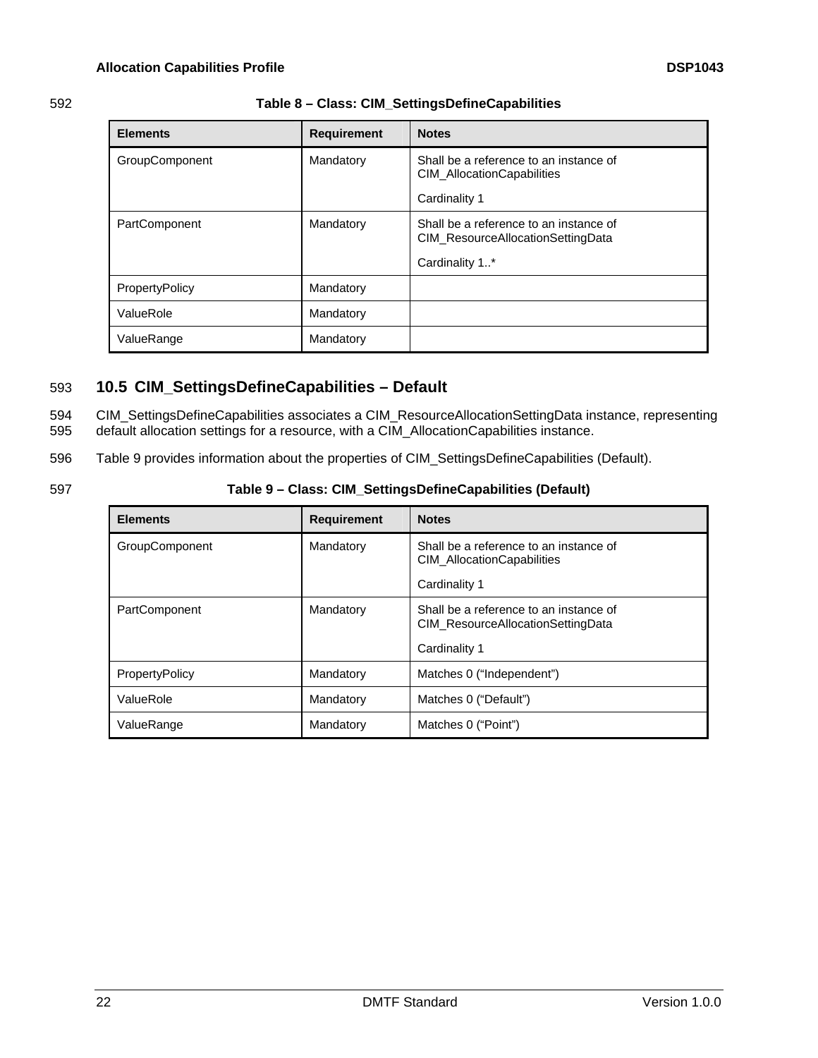**Table 8 – Class: CIM_SettingsDefineCapabilities**

| Elements | Requirement | Notes |
| --- | --- | --- |
| GroupComponent | Mandatory | Shall be a reference to an instance of CIM_AllocationCapabilities<br><br>Cardinality 1 |
| PartComponent | Mandatory | Shall be a reference to an instance of CIM_ResourceAllocationSettingData<br><br>Cardinality 1..* |
| PropertyPolicy | Mandatory | |
| ValueRole | Mandatory | |
| ValueRange | Mandatory | |

## 10.5 CIM_SettingsDefineCapabilities – Default

CIM_SettingsDefineCapabilities associates a CIM_ResourceAllocationSettingData instance, representing default allocation settings for a resource, with a CIM_AllocationCapabilities instance.

Table 9 provides information about the properties of CIM_SettingsDefineCapabilities (Default).

**Table 9 – Class: CIM_SettingsDefineCapabilities (Default)**

| Elements | Requirement | Notes |
| --- | --- | --- |
| GroupComponent | Mandatory | Shall be a reference to an instance of CIM_AllocationCapabilities<br><br>Cardinality 1 |
| PartComponent | Mandatory | Shall be a reference to an instance of CIM_ResourceAllocationSettingData<br><br>Cardinality 1 |
| PropertyPolicy | Mandatory | Matches 0 (“Independent”) |
| ValueRole | Mandatory | Matches 0 (“Default”) |
| ValueRange | Mandatory | Matches 0 (“Point”) |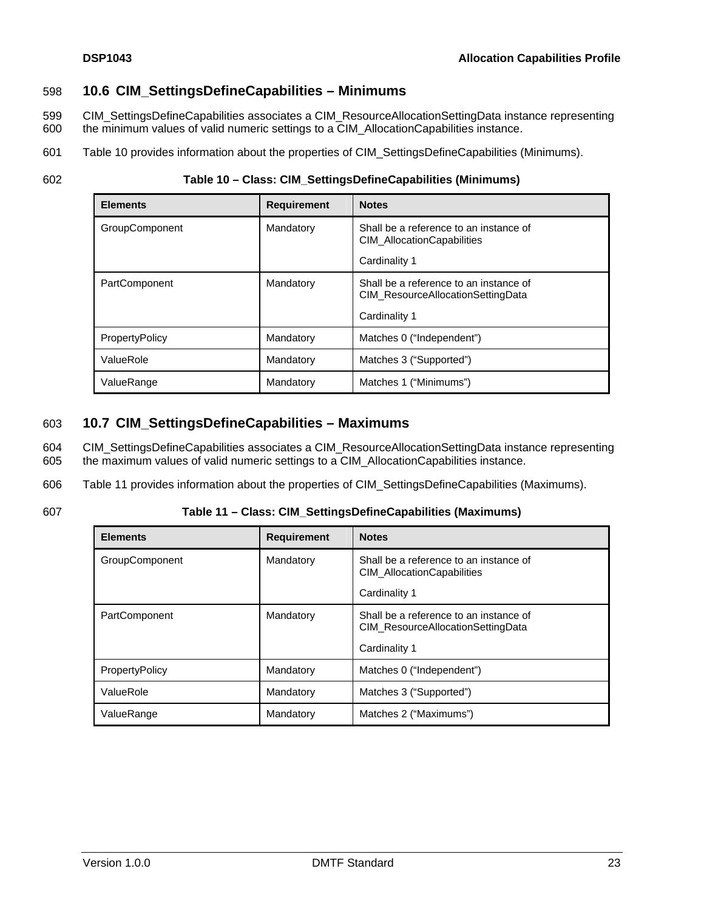## 10.6 CIM_SettingsDefineCapabilities – Minimums

CIM_SettingsDefineCapabilities associates a CIM_ResourceAllocationSettingData instance representing the minimum values of valid numeric settings to a CIM_AllocationCapabilities instance.

Table 10 provides information about the properties of CIM_SettingsDefineCapabilities (Minimums).

**Table 10 – Class: CIM_SettingsDefineCapabilities (Minimums)**

| Elements | Requirement | Notes |
|---|---|---|
| GroupComponent | Mandatory | Shall be a reference to an instance of CIM_AllocationCapabilities<br><br>Cardinality 1 |
| PartComponent | Mandatory | Shall be a reference to an instance of CIM_ResourceAllocationSettingData<br><br>Cardinality 1 |
| PropertyPolicy | Mandatory | Matches 0 ("Independent") |
| ValueRole | Mandatory | Matches 3 ("Supported") |
| ValueRange | Mandatory | Matches 1 ("Minimums") |

## 10.7 CIM_SettingsDefineCapabilities – Maximums

CIM_SettingsDefineCapabilities associates a CIM_ResourceAllocationSettingData instance representing the maximum values of valid numeric settings to a CIM_AllocationCapabilities instance.

Table 11 provides information about the properties of CIM_SettingsDefineCapabilities (Maximums).

**Table 11 – Class: CIM_SettingsDefineCapabilities (Maximums)**

| Elements | Requirement | Notes |
|---|---|---|
| GroupComponent | Mandatory | Shall be a reference to an instance of CIM_AllocationCapabilities<br><br>Cardinality 1 |
| PartComponent | Mandatory | Shall be a reference to an instance of CIM_ResourceAllocationSettingData<br><br>Cardinality 1 |
| PropertyPolicy | Mandatory | Matches 0 ("Independent") |
| ValueRole | Mandatory | Matches 3 ("Supported") |
| ValueRange | Mandatory | Matches 2 ("Maximums") |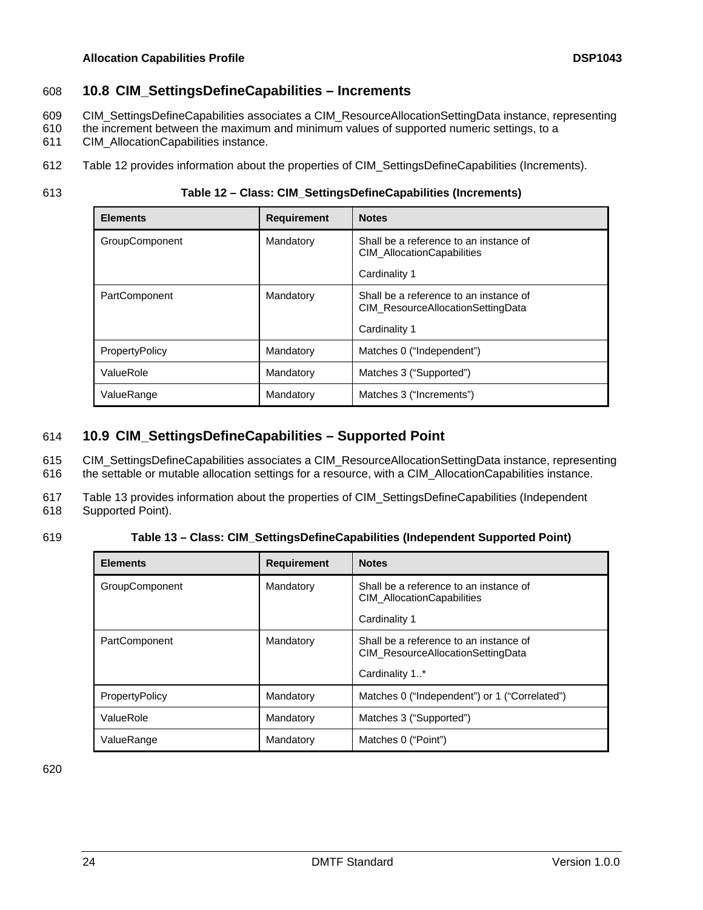## 10.8 CIM_SettingsDefineCapabilities – Increments

CIM_SettingsDefineCapabilities associates a CIM_ResourceAllocationSettingData instance, representing the increment between the maximum and minimum values of supported numeric settings, to a CIM_AllocationCapabilities instance.

Table 12 provides information about the properties of CIM_SettingsDefineCapabilities (Increments).

**Table 12 – Class: CIM_SettingsDefineCapabilities (Increments)**

| Elements | Requirement | Notes |
|---|---|---|
| GroupComponent | Mandatory | Shall be a reference to an instance of CIM_AllocationCapabilities<br><br>Cardinality 1 |
| PartComponent | Mandatory | Shall be a reference to an instance of CIM_ResourceAllocationSettingData<br><br>Cardinality 1 |
| PropertyPolicy | Mandatory | Matches 0 (“Independent”) |
| ValueRole | Mandatory | Matches 3 (“Supported”) |
| ValueRange | Mandatory | Matches 3 (“Increments”) |

## 10.9 CIM_SettingsDefineCapabilities – Supported Point

CIM_SettingsDefineCapabilities associates a CIM_ResourceAllocationSettingData instance, representing the settable or mutable allocation settings for a resource, with a CIM_AllocationCapabilities instance.

Table 13 provides information about the properties of CIM_SettingsDefineCapabilities (Independent Supported Point).

**Table 13 – Class: CIM_SettingsDefineCapabilities (Independent Supported Point)**

| Elements | Requirement | Notes |
|---|---|---|
| GroupComponent | Mandatory | Shall be a reference to an instance of CIM_AllocationCapabilities<br><br>Cardinality 1 |
| PartComponent | Mandatory | Shall be a reference to an instance of CIM_ResourceAllocationSettingData<br><br>Cardinality 1..* |
| PropertyPolicy | Mandatory | Matches 0 (“Independent”) or 1 (“Correlated”) |
| ValueRole | Mandatory | Matches 3 (“Supported”) |
| ValueRange | Mandatory | Matches 0 (“Point”) |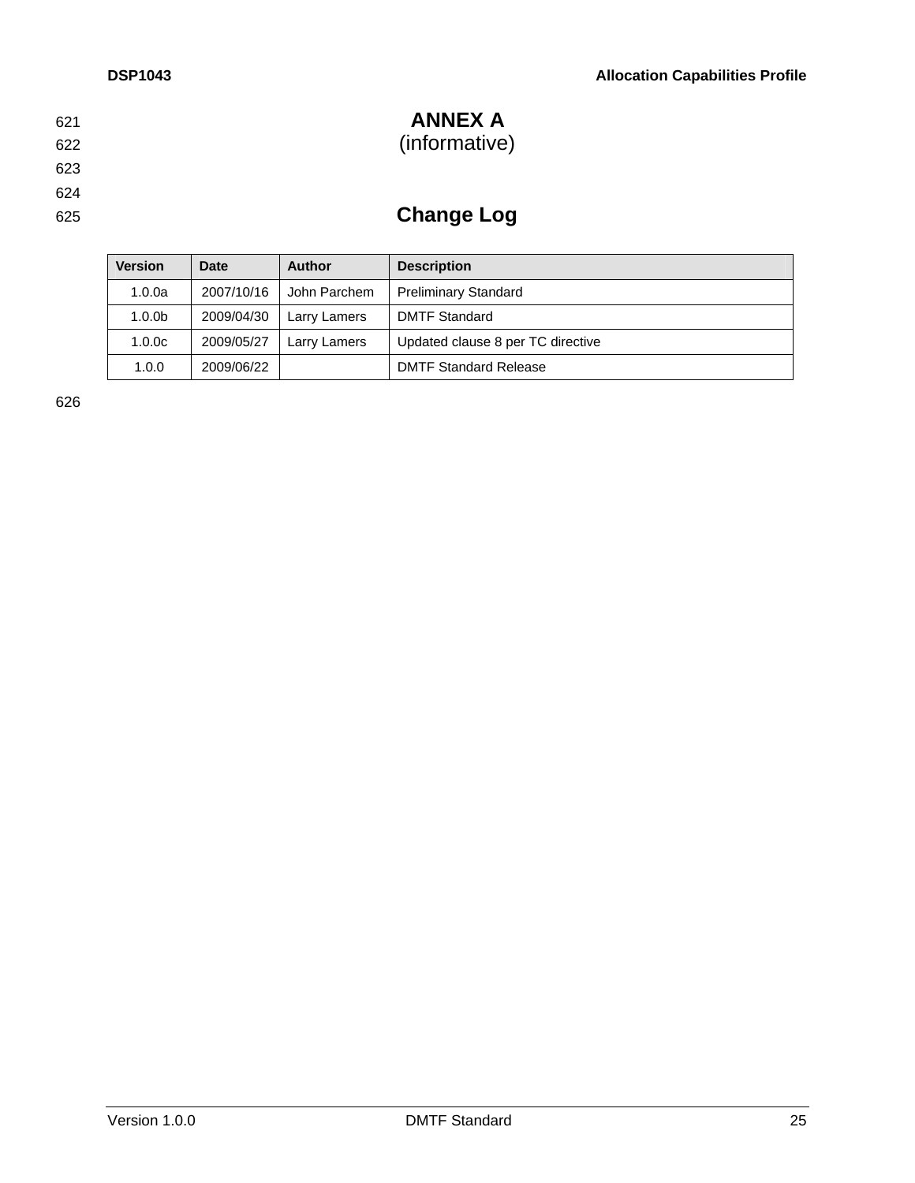# ANNEX A
(informative)

## Change Log

| Version | Date | Author | Description |
|---|---|---|---|
| 1.0.0a | 2007/10/16 | John Parchem | Preliminary Standard |
| 1.0.0b | 2009/04/30 | Larry Lamers | DMTF Standard |
| 1.0.0c | 2009/05/27 | Larry Lamers | Updated clause 8 per TC directive |
| 1.0.0 | 2009/06/22 | | DMTF Standard Release |